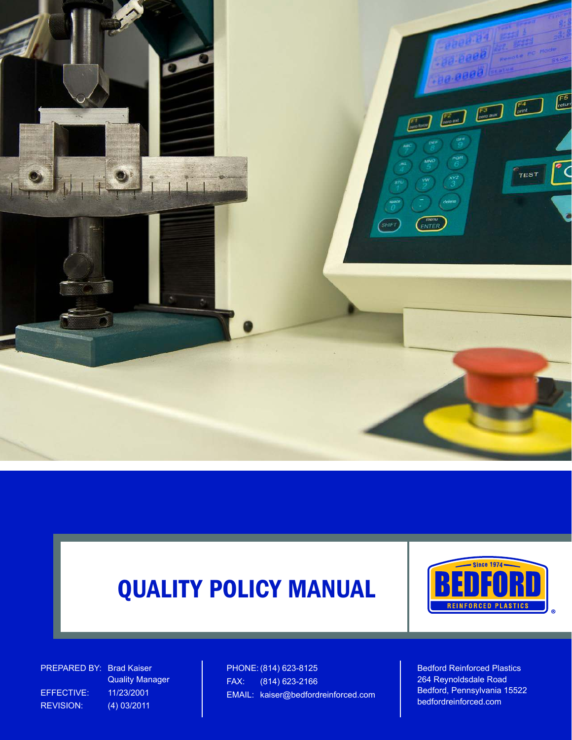# QUALITY POLICY MANUAL

Since 1974
BEDFORD
REINFORCED PLASTICS

PREPARED BY: Brad Kaiser
Quality Manager
EFFECTIVE: 11/23/2001
REVISION: (4) 03/2011

PHONE: (814) 623-8125
FAX: (814) 623-2166
EMAIL: kaiser@bedfordreinforced.com

Bedford Reinforced Plastics
264 Reynoldsdale Road
Bedford, Pennsylvania 15522
bedfordreinforced.com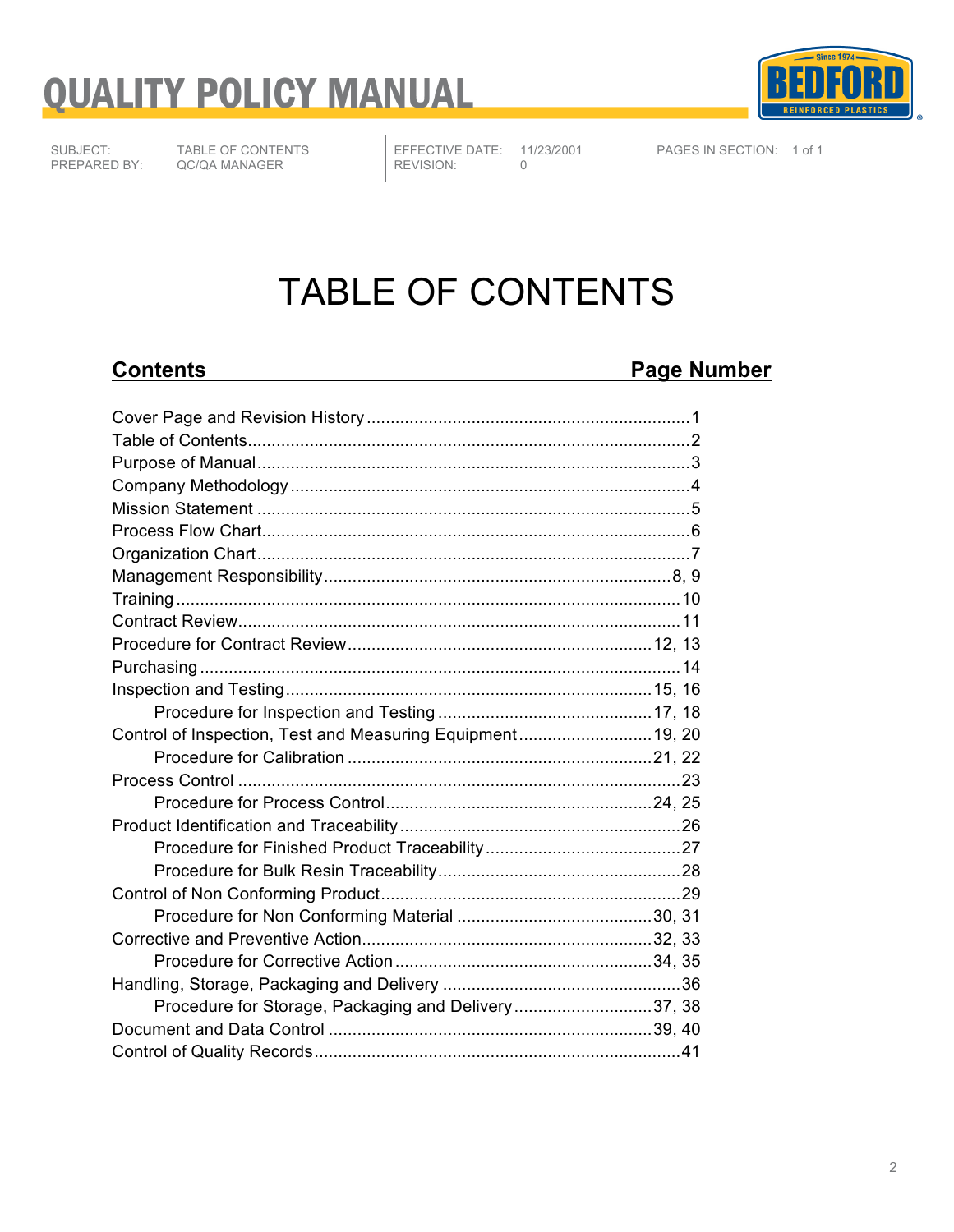# TABLE OF CONTENTS

| Contents | Page Number |
|---|---|
| Cover Page and Revision History | 1 |
| Table of Contents | 2 |
| Purpose of Manual | 3 |
| Company Methodology | 4 |
| Mission Statement | 5 |
| Process Flow Chart | 6 |
| Organization Chart | 7 |
| Management Responsibility | 8, 9 |
| Training | 10 |
| Contract Review | 11 |
| Procedure for Contract Review | 12, 13 |
| Purchasing | 14 |
| Inspection and Testing | 15, 16 |
| &nbsp;&nbsp;&nbsp;&nbsp;Procedure for Inspection and Testing | 17, 18 |
| Control of Inspection, Test and Measuring Equipment | 19, 20 |
| &nbsp;&nbsp;&nbsp;&nbsp;Procedure for Calibration | 21, 22 |
| Process Control | 23 |
| &nbsp;&nbsp;&nbsp;&nbsp;Procedure for Process Control | 24, 25 |
| Product Identification and Traceability | 26 |
| &nbsp;&nbsp;&nbsp;&nbsp;Procedure for Finished Product Traceability | 27 |
| &nbsp;&nbsp;&nbsp;&nbsp;Procedure for Bulk Resin Traceability | 28 |
| Control of Non Conforming Product | 29 |
| &nbsp;&nbsp;&nbsp;&nbsp;Procedure for Non Conforming Material | 30, 31 |
| Corrective and Preventive Action | 32, 33 |
| &nbsp;&nbsp;&nbsp;&nbsp;Procedure for Corrective Action | 34, 35 |
| Handling, Storage, Packaging and Delivery | 36 |
| &nbsp;&nbsp;&nbsp;&nbsp;Procedure for Storage, Packaging and Delivery | 37, 38 |
| Document and Data Control | 39, 40 |
| Control of Quality Records | 41 |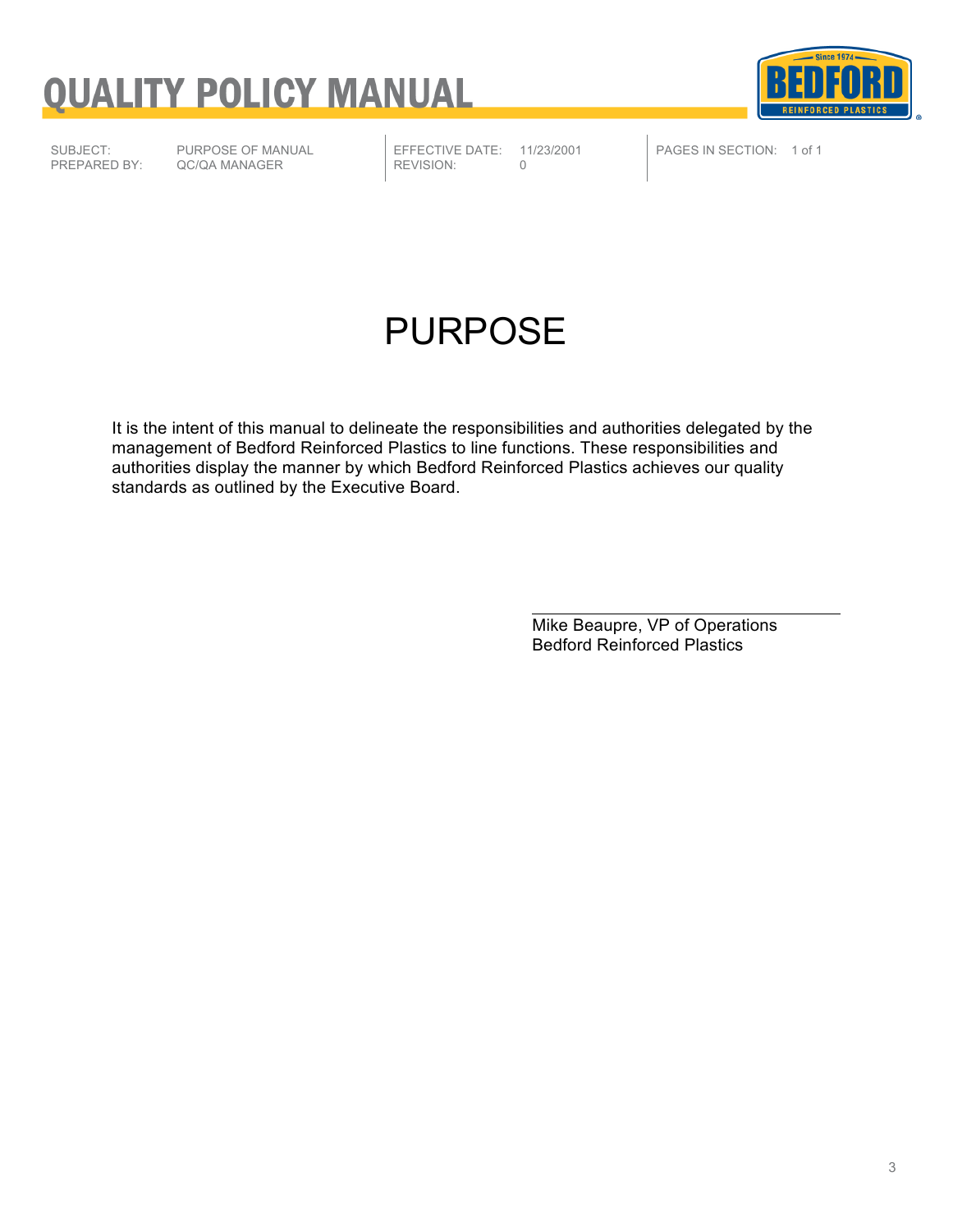# QUALITY POLICY MANUAL

| SUBJECT: | PURPOSE OF MANUAL | EFFECTIVE DATE: | 11/23/2001 | PAGES IN SECTION: | 1 of 1 |
|---|---|---|---|---|---|
| PREPARED BY: | QC/QA MANAGER | REVISION: | 0 | | |

## PURPOSE

It is the intent of this manual to delineate the responsibilities and authorities delegated by the management of Bedford Reinforced Plastics to line functions. These responsibilities and authorities display the manner by which Bedford Reinforced Plastics achieves our quality standards as outlined by the Executive Board.

Mike Beaupre, VP of Operations
Bedford Reinforced Plastics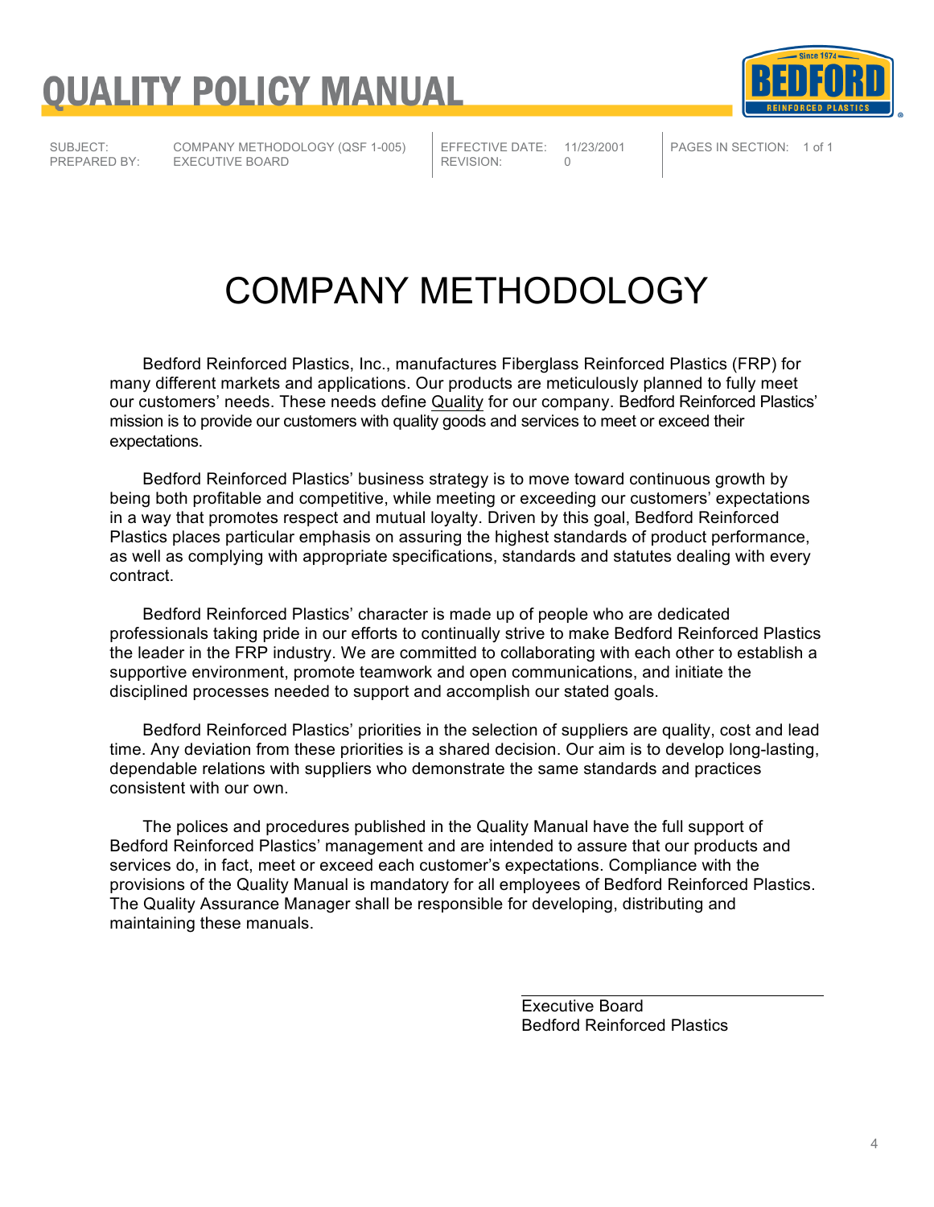| SUBJECT: | COMPANY METHODOLOGY (QSF 1-005) | EFFECTIVE DATE: | 11/23/2001 | PAGES IN SECTION: | 1 of 1 |
|---|---|---|---|---|---|
| PREPARED BY: | EXECUTIVE BOARD | REVISION: | 0 | | |

# COMPANY METHODOLOGY

Bedford Reinforced Plastics, Inc., manufactures Fiberglass Reinforced Plastics (FRP) for many different markets and applications. Our products are meticulously planned to fully meet our customers' needs. These needs define Quality for our company. Bedford Reinforced Plastics' mission is to provide our customers with quality goods and services to meet or exceed their expectations.

Bedford Reinforced Plastics' business strategy is to move toward continuous growth by being both profitable and competitive, while meeting or exceeding our customers' expectations in a way that promotes respect and mutual loyalty. Driven by this goal, Bedford Reinforced Plastics places particular emphasis on assuring the highest standards of product performance, as well as complying with appropriate specifications, standards and statutes dealing with every contract.

Bedford Reinforced Plastics' character is made up of people who are dedicated professionals taking pride in our efforts to continually strive to make Bedford Reinforced Plastics the leader in the FRP industry. We are committed to collaborating with each other to establish a supportive environment, promote teamwork and open communications, and initiate the disciplined processes needed to support and accomplish our stated goals.

Bedford Reinforced Plastics' priorities in the selection of suppliers are quality, cost and lead time. Any deviation from these priorities is a shared decision. Our aim is to develop long-lasting, dependable relations with suppliers who demonstrate the same standards and practices consistent with our own.

The polices and procedures published in the Quality Manual have the full support of Bedford Reinforced Plastics' management and are intended to assure that our products and services do, in fact, meet or exceed each customer's expectations. Compliance with the provisions of the Quality Manual is mandatory for all employees of Bedford Reinforced Plastics. The Quality Assurance Manager shall be responsible for developing, distributing and maintaining these manuals.

Executive Board
Bedford Reinforced Plastics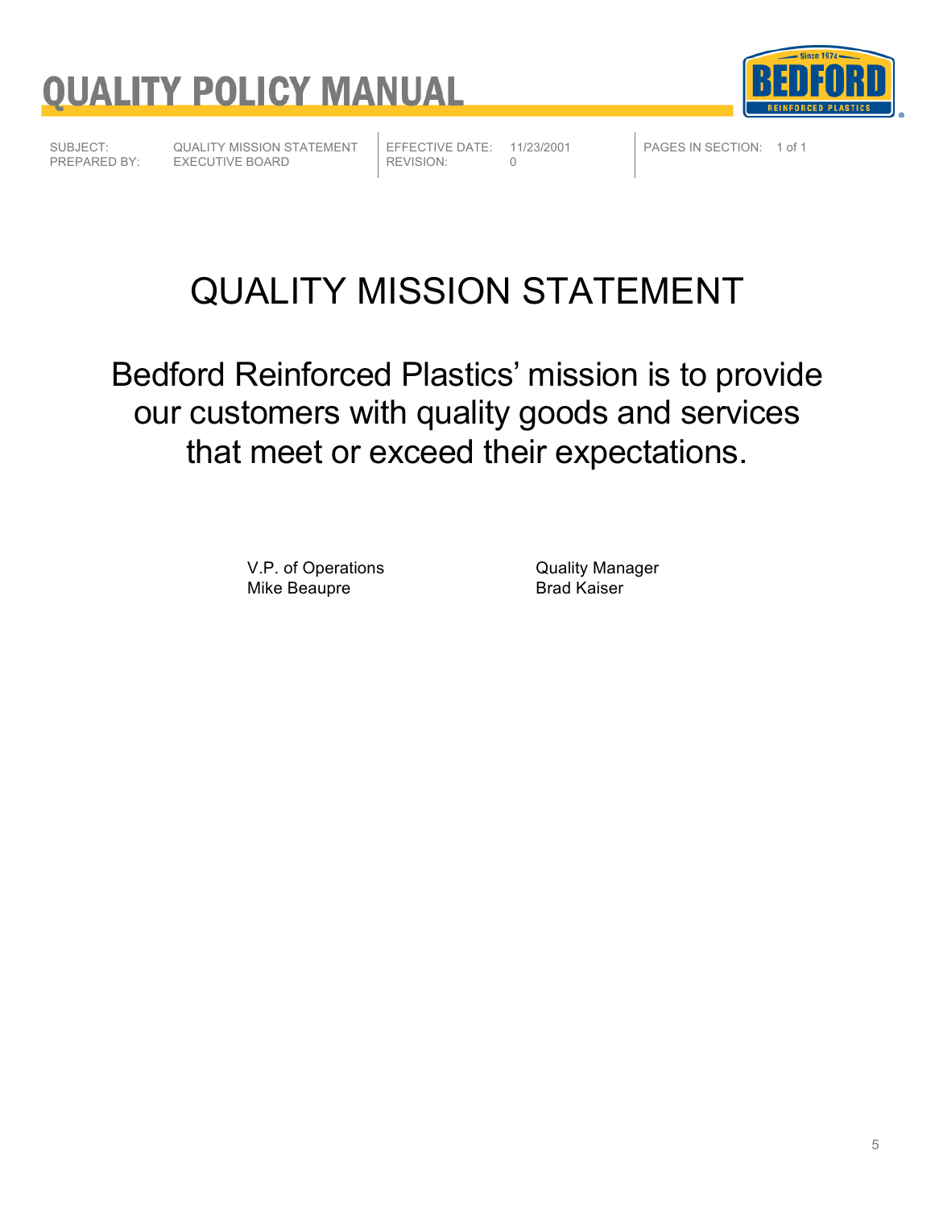# QUALITY POLICY MANUAL

| SUBJECT: | QUALITY MISSION STATEMENT | EFFECTIVE DATE: | 11/23/2001 | PAGES IN SECTION: | 1 of 1 |
|---|---|---|---|---|---|
| PREPARED BY: | EXECUTIVE BOARD | REVISION: | 0 | | |

## QUALITY MISSION STATEMENT

Bedford Reinforced Plastics' mission is to provide our customers with quality goods and services that meet or exceed their expectations.

V.P. of Operations
Mike Beaupre

Quality Manager
Brad Kaiser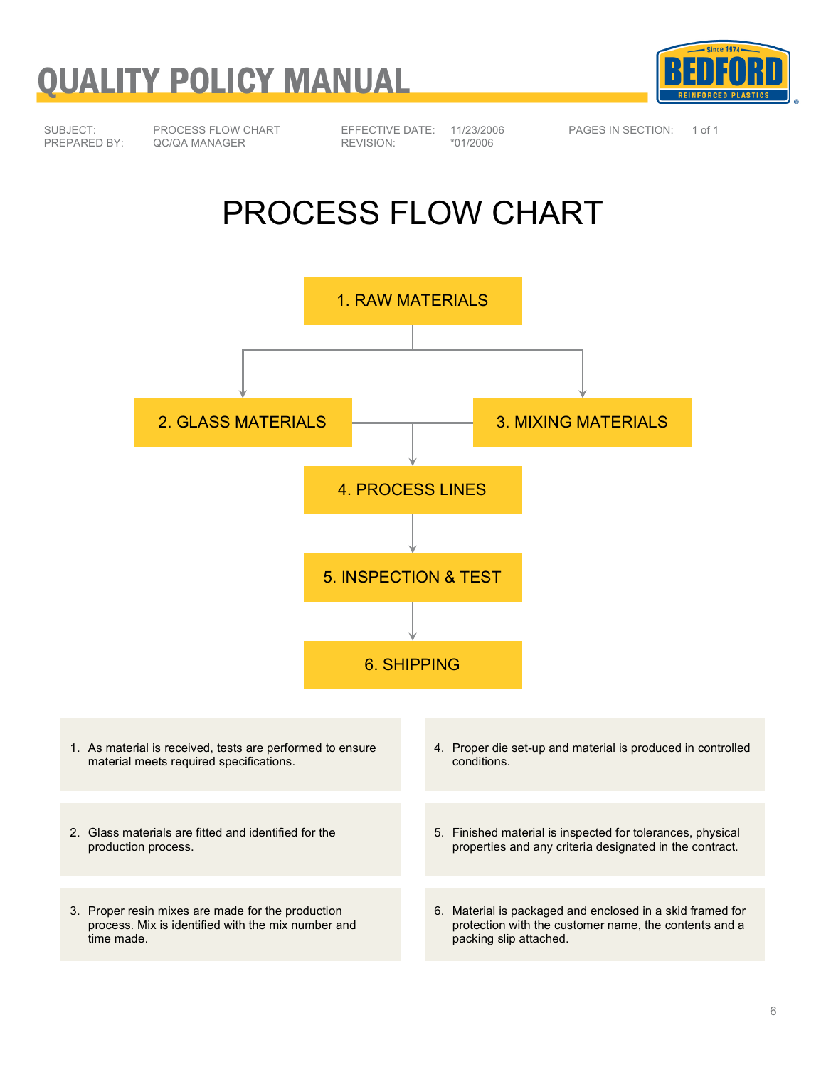# QUALITY POLICY MANUAL

| SUBJECT: | PROCESS FLOW CHART | EFFECTIVE DATE: | 11/23/2006 | PAGES IN SECTION: | 1 of 1 |
|---|---|---|---|---|---|
| PREPARED BY: | QC/QA MANAGER | REVISION: | *01/2006 | | |

## PROCESS FLOW CHART

1. RAW MATERIALS
2. GLASS MATERIALS
3. MIXING MATERIALS
4. PROCESS LINES
5. INSPECTION & TEST
6. SHIPPING

1. As material is received, tests are performed to ensure material meets required specifications.
2. Glass materials are fitted and identified for the production process.
3. Proper resin mixes are made for the production process. Mix is identified with the mix number and time made.
4. Proper die set-up and material is produced in controlled conditions.
5. Finished material is inspected for tolerances, physical properties and any criteria designated in the contract.
6. Material is packaged and enclosed in a skid framed for protection with the customer name, the contents and a packing slip attached.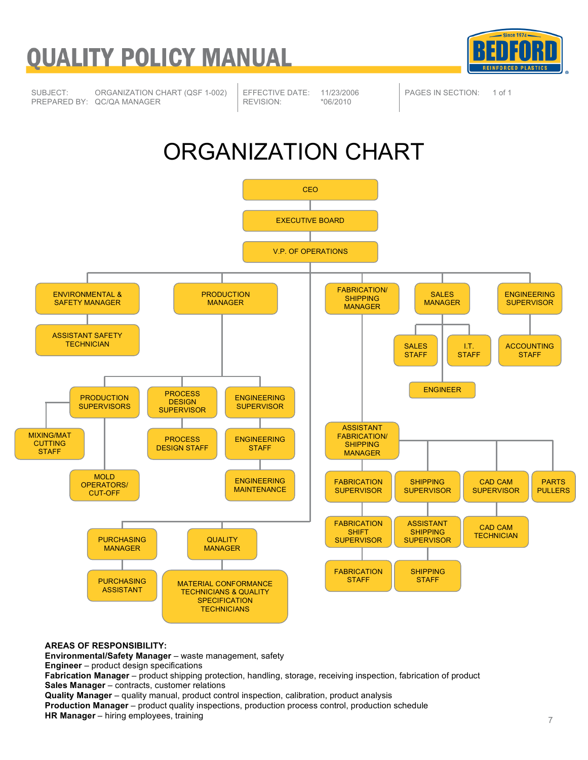# QUALITY POLICY MANUAL

| SUBJECT: | ORGANIZATION CHART (QSF 1-002) | EFFECTIVE DATE: | 11/23/2006 | PAGES IN SECTION: | 1 of 1 |
|---|---|---|---|---|---|
| PREPARED BY: | QC/QA MANAGER | REVISION: | *06/2010 | | |

# ORGANIZATION CHART

- CEO
  - EXECUTIVE BOARD
    - V.P. OF OPERATIONS
      - ENVIRONMENTAL & SAFETY MANAGER
        - ASSISTANT SAFETY TECHNICIAN
      - PRODUCTION MANAGER
        - PRODUCTION SUPERVISORS
          - MIXING/MAT CUTTING STAFF
          - MOLD OPERATORS/ CUT-OFF
        - PROCESS DESIGN SUPERVISOR
          - PROCESS DESIGN STAFF
        - ENGINEERING SUPERVISOR
          - ENGINEERING STAFF
            - ENGINEERING MAINTENANCE
      - PURCHASING MANAGER
        - PURCHASING ASSISTANT
      - QUALITY MANAGER
        - MATERIAL CONFORMANCE TECHNICIANS & QUALITY SPECIFICATION TECHNICIANS
      - FABRICATION/ SHIPPING MANAGER
        - ASSISTANT FABRICATION/ SHIPPING MANAGER
          - FABRICATION SUPERVISOR
            - FABRICATION SHIFT SUPERVISOR
              - FABRICATION STAFF
          - SHIPPING SUPERVISOR
            - ASSISTANT SHIPPING SUPERVISOR
              - SHIPPING STAFF
          - CAD CAM SUPERVISOR
            - CAD CAM TECHNICIAN
          - PARTS PULLERS
      - SALES MANAGER
        - SALES STAFF
        - I.T. STAFF
        - ENGINEER
      - ENGINEERING SUPERVISOR
        - ACCOUNTING STAFF

**AREAS OF RESPONSIBILITY:**

**Environmental/Safety Manager** – waste management, safety
**Engineer** – product design specifications
**Fabrication Manager** – product shipping protection, handling, storage, receiving inspection, fabrication of product
**Sales Manager** – contracts, customer relations
**Quality Manager** – quality manual, product control inspection, calibration, product analysis
**Production Manager** – product quality inspections, production process control, production schedule
**HR Manager** – hiring employees, training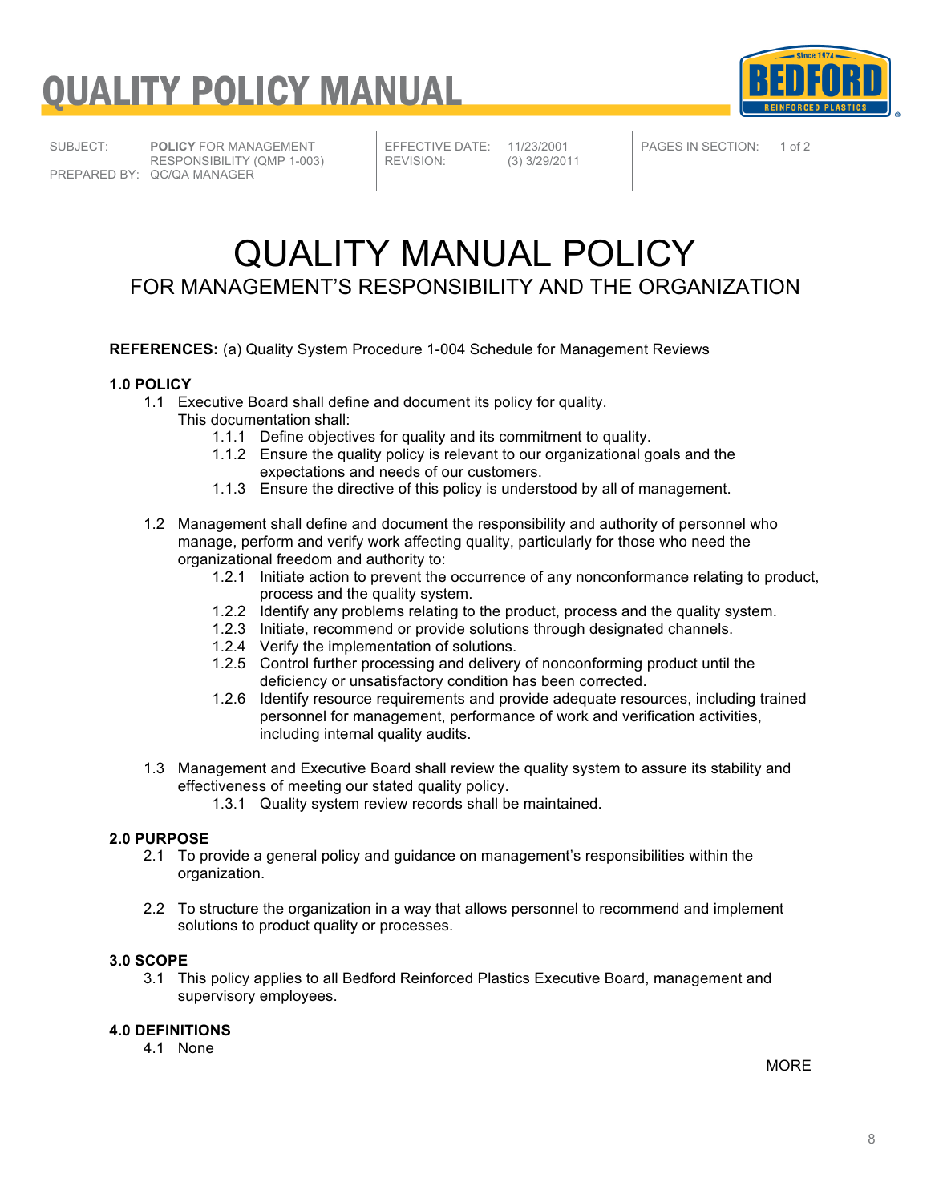# QUALITY POLICY MANUAL

| | | | | | |
|---|---|---|---|---|---|
| SUBJECT: | **POLICY** FOR MANAGEMENT RESPONSIBILITY (QMP 1-003) | EFFECTIVE DATE: | 11/23/2001 | PAGES IN SECTION: | 1 of 2 |
| PREPARED BY: | QC/QA MANAGER | REVISION: | (3) 3/29/2011 | | |

# QUALITY MANUAL POLICY

## FOR MANAGEMENT'S RESPONSIBILITY AND THE ORGANIZATION

**REFERENCES:** (a) Quality System Procedure 1-004 Schedule for Management Reviews

**1.0 POLICY**

1.1 Executive Board shall define and document its policy for quality. This documentation shall:

- 1.1.1 Define objectives for quality and its commitment to quality.
- 1.1.2 Ensure the quality policy is relevant to our organizational goals and the expectations and needs of our customers.
- 1.1.3 Ensure the directive of this policy is understood by all of management.

1.2 Management shall define and document the responsibility and authority of personnel who manage, perform and verify work affecting quality, particularly for those who need the organizational freedom and authority to:

- 1.2.1 Initiate action to prevent the occurrence of any nonconformance relating to product, process and the quality system.
- 1.2.2 Identify any problems relating to the product, process and the quality system.
- 1.2.3 Initiate, recommend or provide solutions through designated channels.
- 1.2.4 Verify the implementation of solutions.
- 1.2.5 Control further processing and delivery of nonconforming product until the deficiency or unsatisfactory condition has been corrected.
- 1.2.6 Identify resource requirements and provide adequate resources, including trained personnel for management, performance of work and verification activities, including internal quality audits.

1.3 Management and Executive Board shall review the quality system to assure its stability and effectiveness of meeting our stated quality policy.

- 1.3.1 Quality system review records shall be maintained.

**2.0 PURPOSE**

2.1 To provide a general policy and guidance on management's responsibilities within the organization.

2.2 To structure the organization in a way that allows personnel to recommend and implement solutions to product quality or processes.

**3.0 SCOPE**

3.1 This policy applies to all Bedford Reinforced Plastics Executive Board, management and supervisory employees.

**4.0 DEFINITIONS**

4.1 None

MORE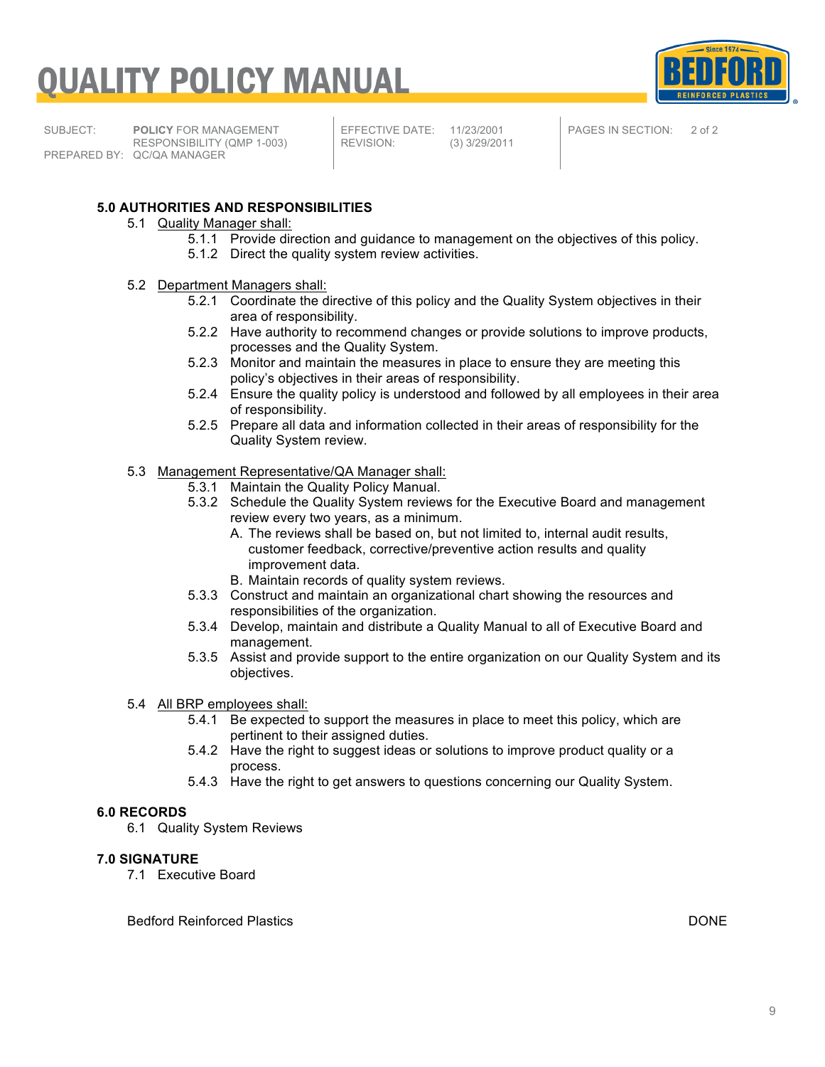# QUALITY POLICY MANUAL

| SUBJECT: | **POLICY** FOR MANAGEMENT RESPONSIBILITY (QMP 1-003) | EFFECTIVE DATE: | 11/23/2001 | PAGES IN SECTION: | 2 of 2 |
|---|---|---|---|---|---|
| PREPARED BY: | QC/QA MANAGER | REVISION: | (3) 3/29/2011 | | |

**5.0 AUTHORITIES AND RESPONSIBILITIES**

5.1 Quality Manager shall:

- 5.1.1 Provide direction and guidance to management on the objectives of this policy.
- 5.1.2 Direct the quality system review activities.

5.2 Department Managers shall:

- 5.2.1 Coordinate the directive of this policy and the Quality System objectives in their area of responsibility.
- 5.2.2 Have authority to recommend changes or provide solutions to improve products, processes and the Quality System.
- 5.2.3 Monitor and maintain the measures in place to ensure they are meeting this policy's objectives in their areas of responsibility.
- 5.2.4 Ensure the quality policy is understood and followed by all employees in their area of responsibility.
- 5.2.5 Prepare all data and information collected in their areas of responsibility for the Quality System review.

5.3 Management Representative/QA Manager shall:

- 5.3.1 Maintain the Quality Policy Manual.
- 5.3.2 Schedule the Quality System reviews for the Executive Board and management review every two years, as a minimum.
  - A. The reviews shall be based on, but not limited to, internal audit results, customer feedback, corrective/preventive action results and quality improvement data.
  - B. Maintain records of quality system reviews.
- 5.3.3 Construct and maintain an organizational chart showing the resources and responsibilities of the organization.
- 5.3.4 Develop, maintain and distribute a Quality Manual to all of Executive Board and management.
- 5.3.5 Assist and provide support to the entire organization on our Quality System and its objectives.

5.4 All BRP employees shall:

- 5.4.1 Be expected to support the measures in place to meet this policy, which are pertinent to their assigned duties.
- 5.4.2 Have the right to suggest ideas or solutions to improve product quality or a process.
- 5.4.3 Have the right to get answers to questions concerning our Quality System.

**6.0 RECORDS**

6.1 Quality System Reviews

**7.0 SIGNATURE**

7.1 Executive Board

Bedford Reinforced Plastics DONE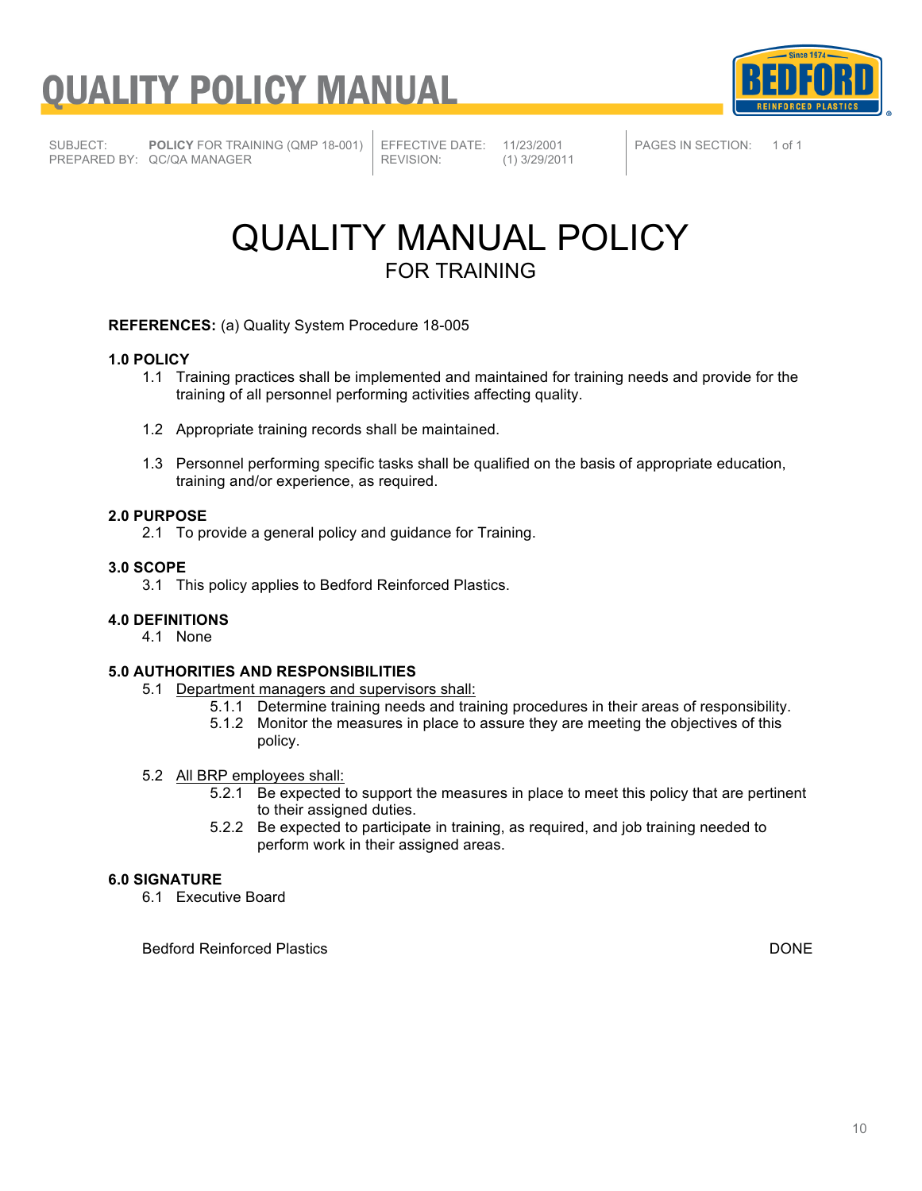# QUALITY POLICY MANUAL

| SUBJECT: | **POLICY** FOR TRAINING (QMP 18-001) | EFFECTIVE DATE: | 11/23/2001 | PAGES IN SECTION: | 1 of 1 |
|---|---|---|---|---|---|
| PREPARED BY: | QC/QA MANAGER | REVISION: | (1) 3/29/2011 | | |

# QUALITY MANUAL POLICY

## FOR TRAINING

**REFERENCES:** (a) Quality System Procedure 18-005

**1.0 POLICY**

1.1 Training practices shall be implemented and maintained for training needs and provide for the training of all personnel performing activities affecting quality.

1.2 Appropriate training records shall be maintained.

1.3 Personnel performing specific tasks shall be qualified on the basis of appropriate education, training and/or experience, as required.

**2.0 PURPOSE**

2.1 To provide a general policy and guidance for Training.

**3.0 SCOPE**

3.1 This policy applies to Bedford Reinforced Plastics.

**4.0 DEFINITIONS**

4.1 None

**5.0 AUTHORITIES AND RESPONSIBILITIES**

5.1 Department managers and supervisors shall:

- 5.1.1 Determine training needs and training procedures in their areas of responsibility.
- 5.1.2 Monitor the measures in place to assure they are meeting the objectives of this policy.

5.2 All BRP employees shall:

- 5.2.1 Be expected to support the measures in place to meet this policy that are pertinent to their assigned duties.
- 5.2.2 Be expected to participate in training, as required, and job training needed to perform work in their assigned areas.

**6.0 SIGNATURE**

6.1 Executive Board

Bedford Reinforced Plastics DONE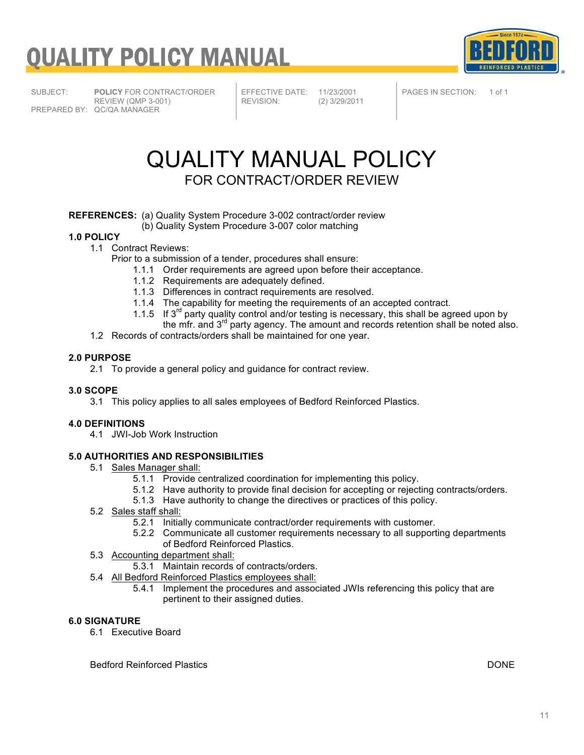# QUALITY POLICY MANUAL

| SUBJECT: | **POLICY** FOR CONTRACT/ORDER REVIEW (QMP 3-001) | EFFECTIVE DATE: | 11/23/2001 | PAGES IN SECTION: | 1 of 1 |
|---|---|---|---|---|---|
| PREPARED BY: | QC/QA MANAGER | REVISION: | (2) 3/29/2011 | | |

## QUALITY MANUAL POLICY

### FOR CONTRACT/ORDER REVIEW

**REFERENCES:** (a) Quality System Procedure 3-002 contract/order review
(b) Quality System Procedure 3-007 color matching

**1.0 POLICY**

1.1 Contract Reviews:

Prior to a submission of a tender, procedures shall ensure:

- 1.1.1 Order requirements are agreed upon before their acceptance.
- 1.1.2 Requirements are adequately defined.
- 1.1.3 Differences in contract requirements are resolved.
- 1.1.4 The capability for meeting the requirements of an accepted contract.
- 1.1.5 If 3rd party quality control and/or testing is necessary, this shall be agreed upon by the mfr. and 3rd party agency. The amount and records retention shall be noted also.

1.2 Records of contracts/orders shall be maintained for one year.

**2.0 PURPOSE**

2.1 To provide a general policy and guidance for contract review.

**3.0 SCOPE**

3.1 This policy applies to all sales employees of Bedford Reinforced Plastics.

**4.0 DEFINITIONS**

4.1 JWI-Job Work Instruction

**5.0 AUTHORITIES AND RESPONSIBILITIES**

5.1 Sales Manager shall:

- 5.1.1 Provide centralized coordination for implementing this policy.
- 5.1.2 Have authority to provide final decision for accepting or rejecting contracts/orders.
- 5.1.3 Have authority to change the directives or practices of this policy.

5.2 Sales staff shall:

- 5.2.1 Initially communicate contract/order requirements with customer.
- 5.2.2 Communicate all customer requirements necessary to all supporting departments of Bedford Reinforced Plastics.

5.3 Accounting department shall:

- 5.3.1 Maintain records of contracts/orders.

5.4 All Bedford Reinforced Plastics employees shall:

- 5.4.1 Implement the procedures and associated JWIs referencing this policy that are pertinent to their assigned duties.

**6.0 SIGNATURE**

6.1 Executive Board

Bedford Reinforced Plastics DONE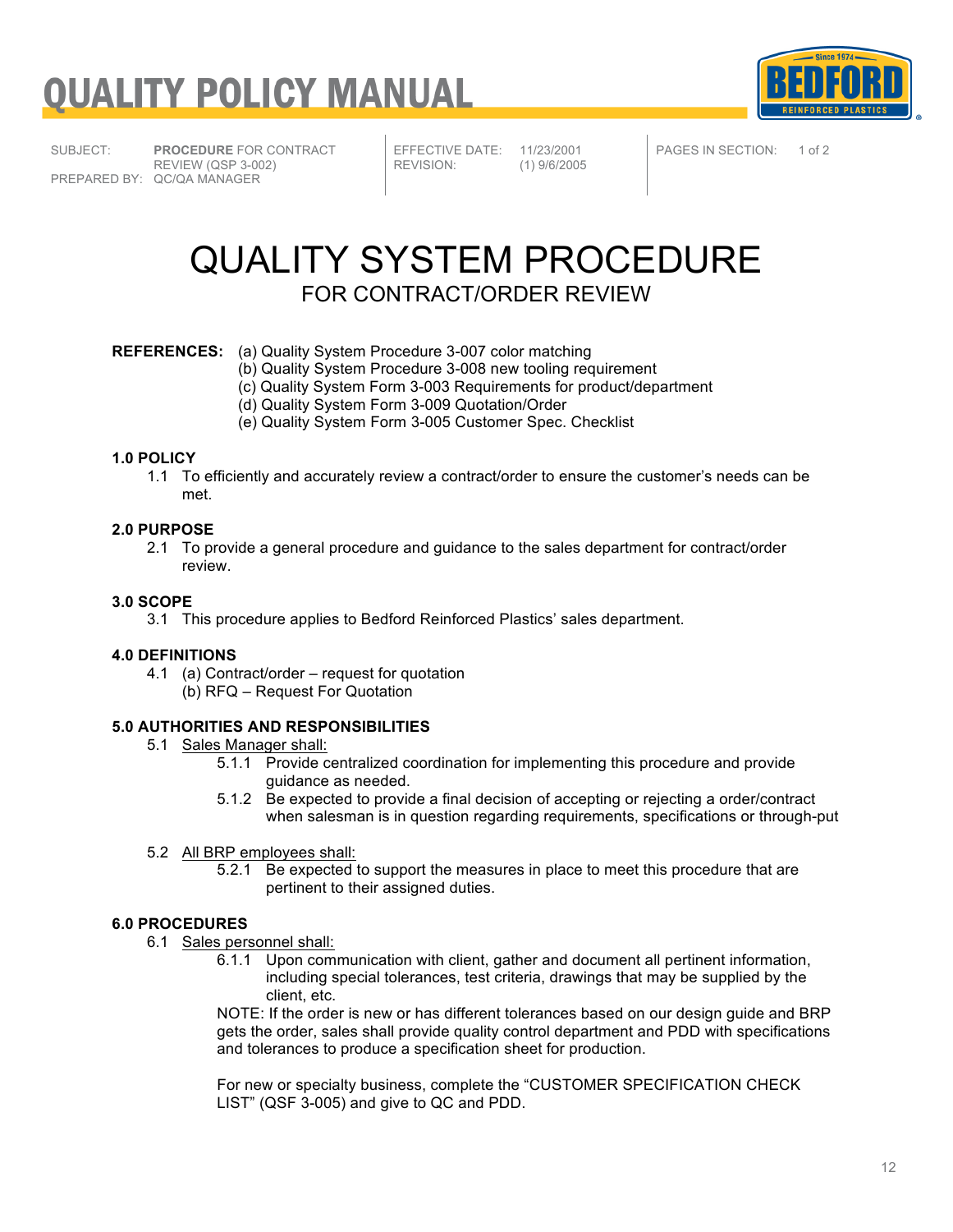# QUALITY POLICY MANUAL

| SUBJECT: | **PROCEDURE** FOR CONTRACT REVIEW (QSP 3-002) | EFFECTIVE DATE: | 11/23/2001 | PAGES IN SECTION: | 1 of 2 |
|---|---|---|---|---|---|
| PREPARED BY: | QC/QA MANAGER | REVISION: | (1) 9/6/2005 | | |

# QUALITY SYSTEM PROCEDURE

## FOR CONTRACT/ORDER REVIEW

**REFERENCES:**
(a) Quality System Procedure 3-007 color matching
(b) Quality System Procedure 3-008 new tooling requirement
(c) Quality System Form 3-003 Requirements for product/department
(d) Quality System Form 3-009 Quotation/Order
(e) Quality System Form 3-005 Customer Spec. Checklist

### 1.0 POLICY

1.1 To efficiently and accurately review a contract/order to ensure the customer's needs can be met.

### 2.0 PURPOSE

2.1 To provide a general procedure and guidance to the sales department for contract/order review.

### 3.0 SCOPE

3.1 This procedure applies to Bedford Reinforced Plastics' sales department.

### 4.0 DEFINITIONS

4.1 (a) Contract/order – request for quotation
(b) RFQ – Request For Quotation

### 5.0 AUTHORITIES AND RESPONSIBILITIES

5.1 Sales Manager shall:

5.1.1 Provide centralized coordination for implementing this procedure and provide guidance as needed.

5.1.2 Be expected to provide a final decision of accepting or rejecting a order/contract when salesman is in question regarding requirements, specifications or through-put

5.2 All BRP employees shall:

5.2.1 Be expected to support the measures in place to meet this procedure that are pertinent to their assigned duties.

### 6.0 PROCEDURES

6.1 Sales personnel shall:

6.1.1 Upon communication with client, gather and document all pertinent information, including special tolerances, test criteria, drawings that may be supplied by the client, etc.

NOTE: If the order is new or has different tolerances based on our design guide and BRP gets the order, sales shall provide quality control department and PDD with specifications and tolerances to produce a specification sheet for production.

For new or specialty business, complete the "CUSTOMER SPECIFICATION CHECK LIST" (QSF 3-005) and give to QC and PDD.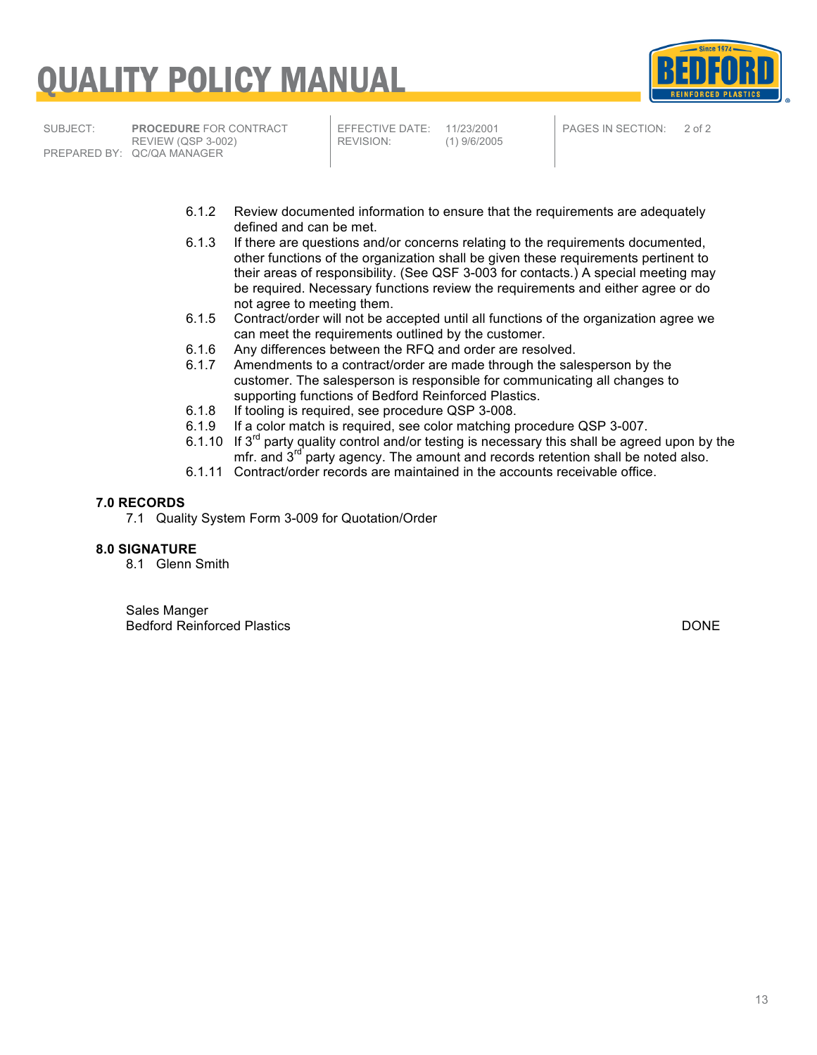| SUBJECT: | **PROCEDURE** FOR CONTRACT REVIEW (QSP 3-002) | EFFECTIVE DATE: | 11/23/2001 | PAGES IN SECTION: | 2 of 2 |
|---|---|---|---|---|---|
| PREPARED BY: | QC/QA MANAGER | REVISION: | (1) 9/6/2005 | | |

6.1.2 Review documented information to ensure that the requirements are adequately defined and can be met.

6.1.3 If there are questions and/or concerns relating to the requirements documented, other functions of the organization shall be given these requirements pertinent to their areas of responsibility. (See QSF 3-003 for contacts.) A special meeting may be required. Necessary functions review the requirements and either agree or do not agree to meeting them.

6.1.5 Contract/order will not be accepted until all functions of the organization agree we can meet the requirements outlined by the customer.

6.1.6 Any differences between the RFQ and order are resolved.

6.1.7 Amendments to a contract/order are made through the salesperson by the customer. The salesperson is responsible for communicating all changes to supporting functions of Bedford Reinforced Plastics.

6.1.8 If tooling is required, see procedure QSP 3-008.

6.1.9 If a color match is required, see color matching procedure QSP 3-007.

6.1.10 If 3rd party quality control and/or testing is necessary this shall be agreed upon by the mfr. and 3rd party agency. The amount and records retention shall be noted also.

6.1.11 Contract/order records are maintained in the accounts receivable office.

**7.0 RECORDS**

7.1 Quality System Form 3-009 for Quotation/Order

**8.0 SIGNATURE**

8.1 Glenn Smith

Sales Manger
Bedford Reinforced Plastics

DONE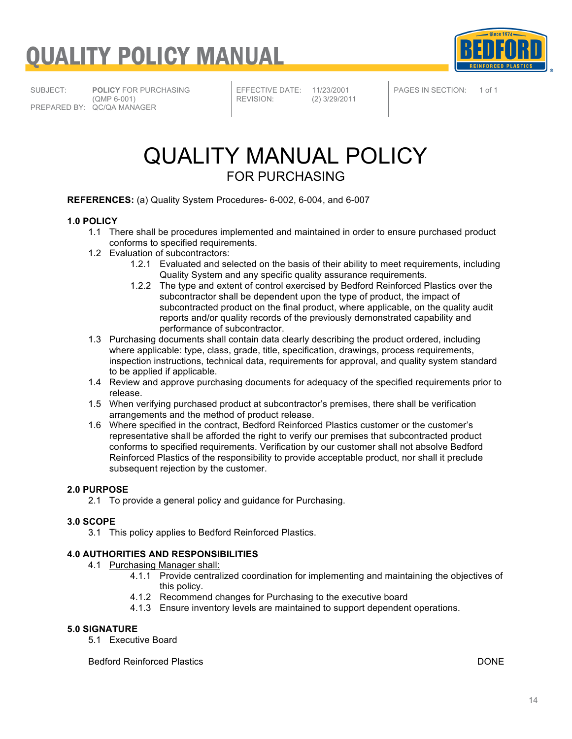# QUALITY POLICY MANUAL

| SUBJECT: | **POLICY** FOR PURCHASING (QMP 6-001) | EFFECTIVE DATE: | 11/23/2001 | PAGES IN SECTION: | 1 of 1 |
|---|---|---|---|---|---|
| PREPARED BY: | QC/QA MANAGER | REVISION: | (2) 3/29/2011 | | |

# QUALITY MANUAL POLICY

## FOR PURCHASING

**REFERENCES:** (a) Quality System Procedures- 6-002, 6-004, and 6-007

**1.0 POLICY**

- 1.1 There shall be procedures implemented and maintained in order to ensure purchased product conforms to specified requirements.
- 1.2 Evaluation of subcontractors:
  - 1.2.1 Evaluated and selected on the basis of their ability to meet requirements, including Quality System and any specific quality assurance requirements.
  - 1.2.2 The type and extent of control exercised by Bedford Reinforced Plastics over the subcontractor shall be dependent upon the type of product, the impact of subcontracted product on the final product, where applicable, on the quality audit reports and/or quality records of the previously demonstrated capability and performance of subcontractor.
- 1.3 Purchasing documents shall contain data clearly describing the product ordered, including where applicable: type, class, grade, title, specification, drawings, process requirements, inspection instructions, technical data, requirements for approval, and quality system standard to be applied if applicable.
- 1.4 Review and approve purchasing documents for adequacy of the specified requirements prior to release.
- 1.5 When verifying purchased product at subcontractor's premises, there shall be verification arrangements and the method of product release.
- 1.6 Where specified in the contract, Bedford Reinforced Plastics customer or the customer's representative shall be afforded the right to verify our premises that subcontracted product conforms to specified requirements. Verification by our customer shall not absolve Bedford Reinforced Plastics of the responsibility to provide acceptable product, nor shall it preclude subsequent rejection by the customer.

**2.0 PURPOSE**

- 2.1 To provide a general policy and guidance for Purchasing.

**3.0 SCOPE**

- 3.1 This policy applies to Bedford Reinforced Plastics.

**4.0 AUTHORITIES AND RESPONSIBILITIES**

- 4.1 Purchasing Manager shall:
  - 4.1.1 Provide centralized coordination for implementing and maintaining the objectives of this policy.
  - 4.1.2 Recommend changes for Purchasing to the executive board
  - 4.1.3 Ensure inventory levels are maintained to support dependent operations.

**5.0 SIGNATURE**

- 5.1 Executive Board

Bedford Reinforced Plastics DONE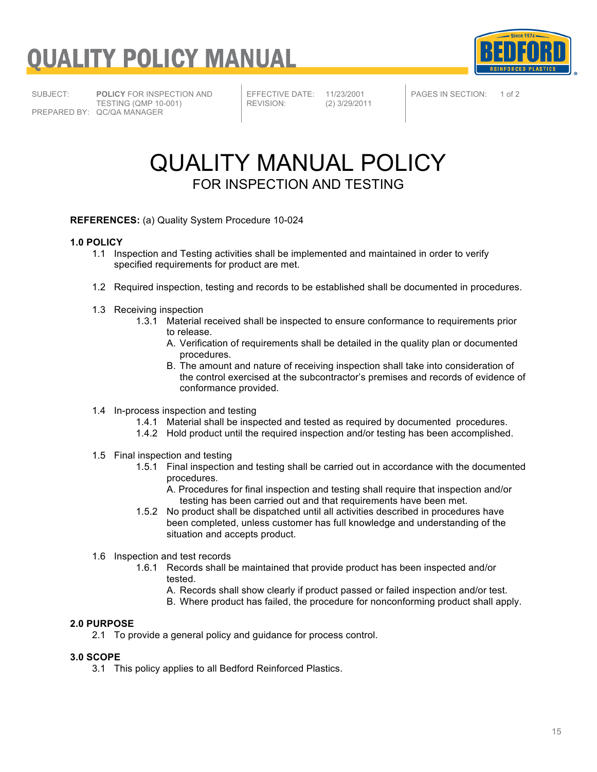# QUALITY POLICY MANUAL

| SUBJECT: | **POLICY** FOR INSPECTION AND TESTING (QMP 10-001) | EFFECTIVE DATE: | 11/23/2001 | PAGES IN SECTION: | 1 of 2 |
|---|---|---|---|---|---|
| PREPARED BY: | QC/QA MANAGER | REVISION: | (2) 3/29/2011 | | |

# QUALITY MANUAL POLICY

## FOR INSPECTION AND TESTING

**REFERENCES:** (a) Quality System Procedure 10-024

**1.0 POLICY**

1.1 Inspection and Testing activities shall be implemented and maintained in order to verify specified requirements for product are met.

1.2 Required inspection, testing and records to be established shall be documented in procedures.

1.3 Receiving inspection

1.3.1 Material received shall be inspected to ensure conformance to requirements prior to release.

A. Verification of requirements shall be detailed in the quality plan or documented procedures.

B. The amount and nature of receiving inspection shall take into consideration of the control exercised at the subcontractor's premises and records of evidence of conformance provided.

1.4 In-process inspection and testing

1.4.1 Material shall be inspected and tested as required by documented procedures.

1.4.2 Hold product until the required inspection and/or testing has been accomplished.

1.5 Final inspection and testing

1.5.1 Final inspection and testing shall be carried out in accordance with the documented procedures.

A. Procedures for final inspection and testing shall require that inspection and/or testing has been carried out and that requirements have been met.

1.5.2 No product shall be dispatched until all activities described in procedures have been completed, unless customer has full knowledge and understanding of the situation and accepts product.

1.6 Inspection and test records

1.6.1 Records shall be maintained that provide product has been inspected and/or tested.

A. Records shall show clearly if product passed or failed inspection and/or test.

B. Where product has failed, the procedure for nonconforming product shall apply.

**2.0 PURPOSE**

2.1 To provide a general policy and guidance for process control.

**3.0 SCOPE**

3.1 This policy applies to all Bedford Reinforced Plastics.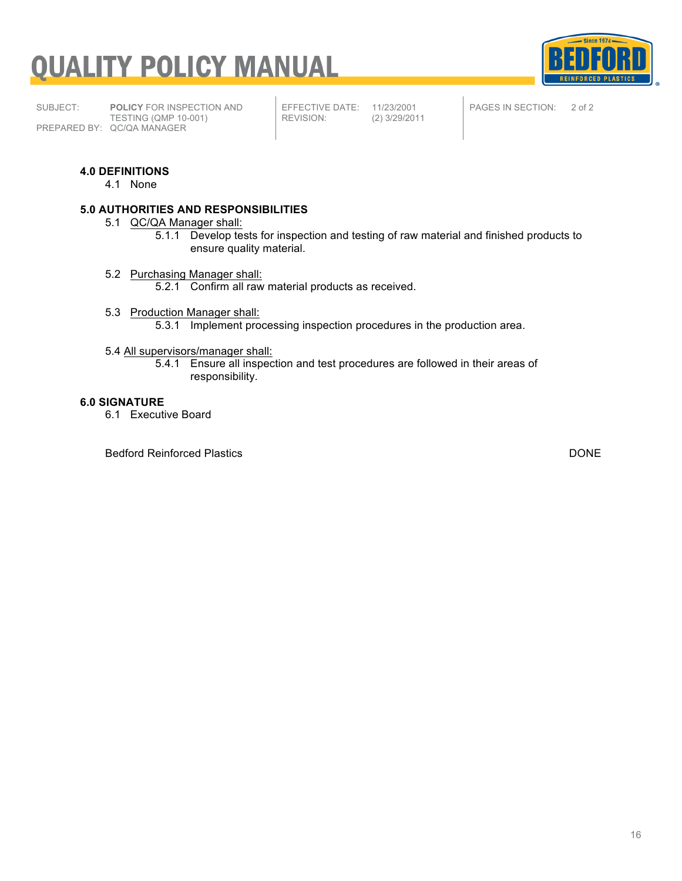**4.0 DEFINITIONS**

4.1 None

**5.0 AUTHORITIES AND RESPONSIBILITIES**

5.1 QC/QA Manager shall:

5.1.1 Develop tests for inspection and testing of raw material and finished products to ensure quality material.

5.2 Purchasing Manager shall:

5.2.1 Confirm all raw material products as received.

5.3 Production Manager shall:

5.3.1 Implement processing inspection procedures in the production area.

5.4 All supervisors/manager shall:

5.4.1 Ensure all inspection and test procedures are followed in their areas of responsibility.

**6.0 SIGNATURE**

6.1 Executive Board

Bedford Reinforced Plastics DONE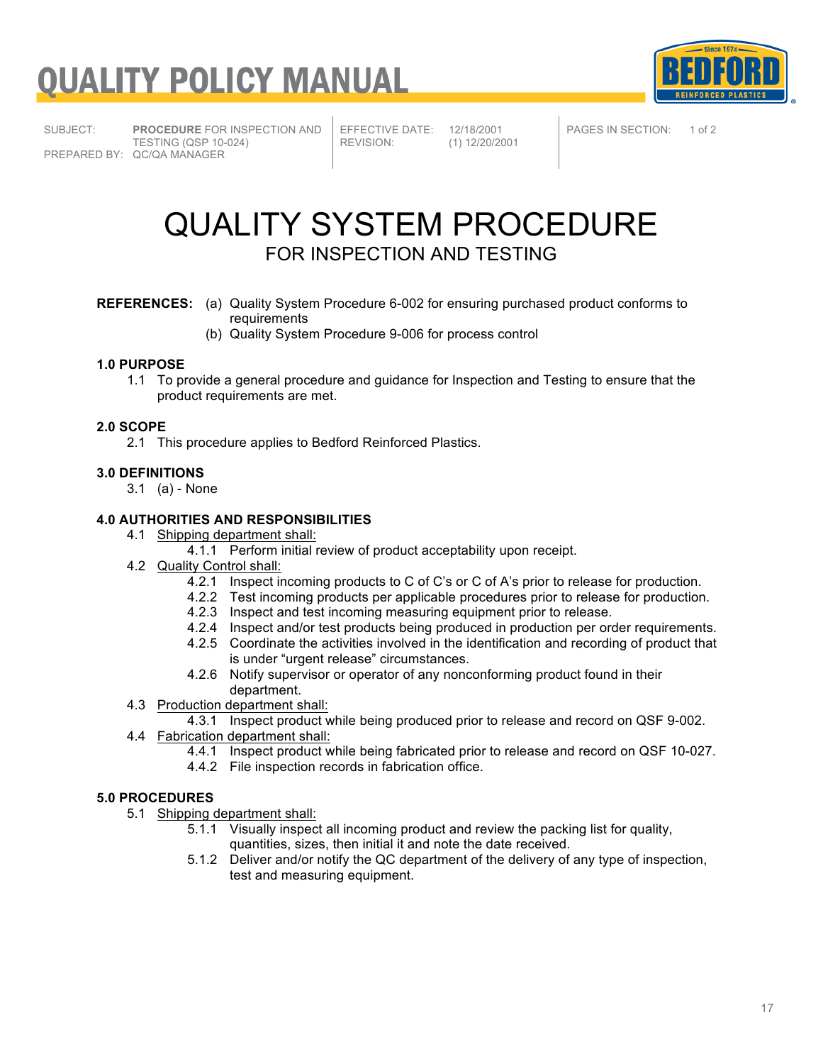SUBJECT: **PROCEDURE** FOR INSPECTION AND TESTING (QSP 10-024)
PREPARED BY: QC/QA MANAGER

EFFECTIVE DATE: 12/18/2001
REVISION: (1) 12/20/2001

PAGES IN SECTION: 1 of 2

# QUALITY SYSTEM PROCEDURE

## FOR INSPECTION AND TESTING

**REFERENCES:**
(a) Quality System Procedure 6-002 for ensuring purchased product conforms to requirements
(b) Quality System Procedure 9-006 for process control

### 1.0 PURPOSE

1.1 To provide a general procedure and guidance for Inspection and Testing to ensure that the product requirements are met.

### 2.0 SCOPE

2.1 This procedure applies to Bedford Reinforced Plastics.

### 3.0 DEFINITIONS

3.1 (a) - None

### 4.0 AUTHORITIES AND RESPONSIBILITIES

4.1 Shipping department shall:

- 4.1.1 Perform initial review of product acceptability upon receipt.

4.2 Quality Control shall:

- 4.2.1 Inspect incoming products to C of C's or C of A's prior to release for production.
- 4.2.2 Test incoming products per applicable procedures prior to release for production.
- 4.2.3 Inspect and test incoming measuring equipment prior to release.
- 4.2.4 Inspect and/or test products being produced in production per order requirements.
- 4.2.5 Coordinate the activities involved in the identification and recording of product that is under "urgent release" circumstances.
- 4.2.6 Notify supervisor or operator of any nonconforming product found in their department.

4.3 Production department shall:

- 4.3.1 Inspect product while being produced prior to release and record on QSF 9-002.

4.4 Fabrication department shall:

- 4.4.1 Inspect product while being fabricated prior to release and record on QSF 10-027.
- 4.4.2 File inspection records in fabrication office.

### 5.0 PROCEDURES

5.1 Shipping department shall:

- 5.1.1 Visually inspect all incoming product and review the packing list for quality, quantities, sizes, then initial it and note the date received.
- 5.1.2 Deliver and/or notify the QC department of the delivery of any type of inspection, test and measuring equipment.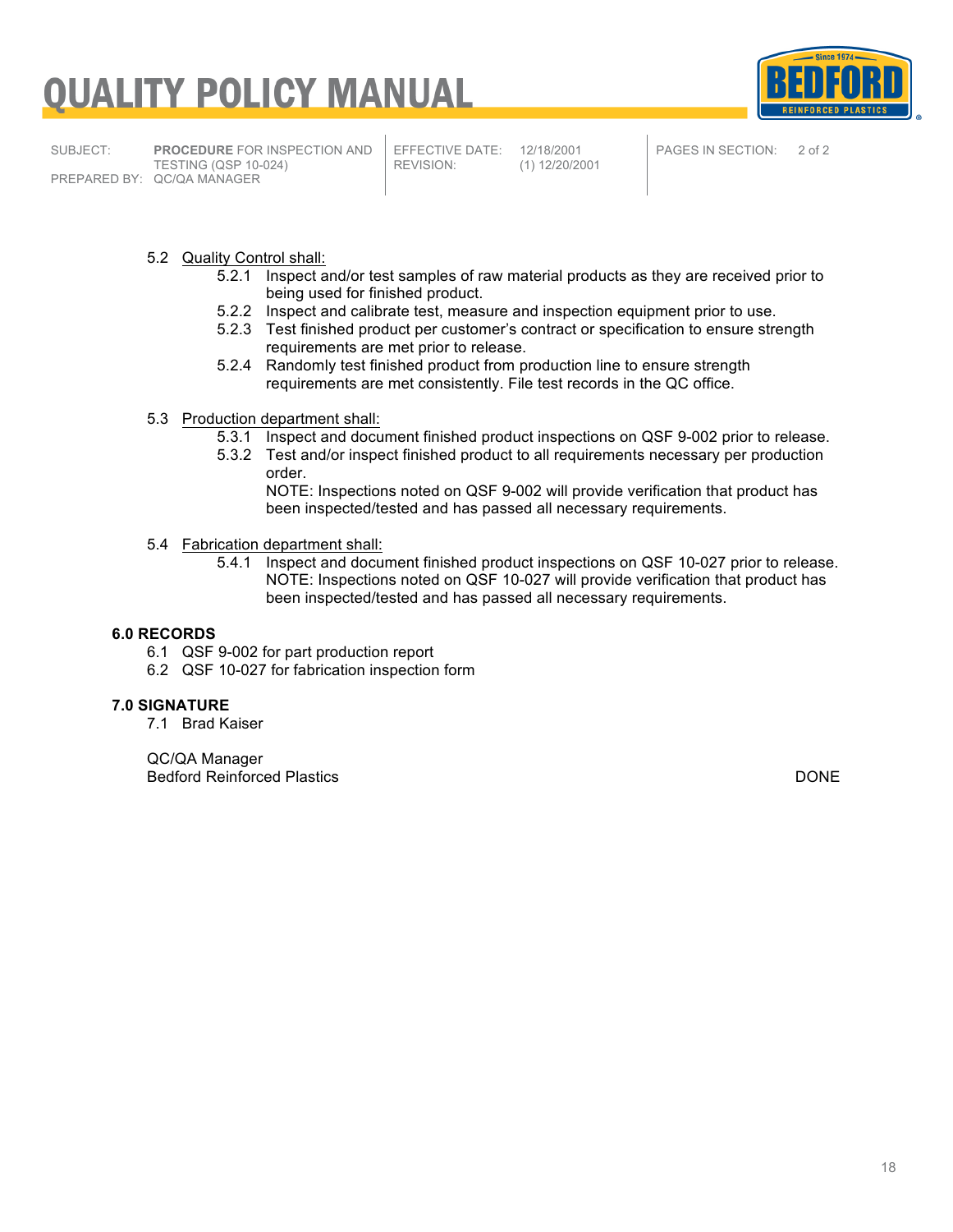| SUBJECT: | **PROCEDURE** FOR INSPECTION AND TESTING (QSP 10-024) | EFFECTIVE DATE: | 12/18/2001 | PAGES IN SECTION: | 2 of 2 |
| --- | --- | --- | --- | --- | --- |
| PREPARED BY: | QC/QA MANAGER | REVISION: | (1) 12/20/2001 | | |

5.2 Quality Control shall:

- 5.2.1 Inspect and/or test samples of raw material products as they are received prior to being used for finished product.
- 5.2.2 Inspect and calibrate test, measure and inspection equipment prior to use.
- 5.2.3 Test finished product per customer's contract or specification to ensure strength requirements are met prior to release.
- 5.2.4 Randomly test finished product from production line to ensure strength requirements are met consistently. File test records in the QC office.

5.3 Production department shall:

- 5.3.1 Inspect and document finished product inspections on QSF 9-002 prior to release.
- 5.3.2 Test and/or inspect finished product to all requirements necessary per production order.
  NOTE: Inspections noted on QSF 9-002 will provide verification that product has been inspected/tested and has passed all necessary requirements.

5.4 Fabrication department shall:

- 5.4.1 Inspect and document finished product inspections on QSF 10-027 prior to release.
  NOTE: Inspections noted on QSF 10-027 will provide verification that product has been inspected/tested and has passed all necessary requirements.

## 6.0 RECORDS

- 6.1 QSF 9-002 for part production report
- 6.2 QSF 10-027 for fabrication inspection form

## 7.0 SIGNATURE

7.1 Brad Kaiser

QC/QA Manager
Bedford Reinforced Plastics

DONE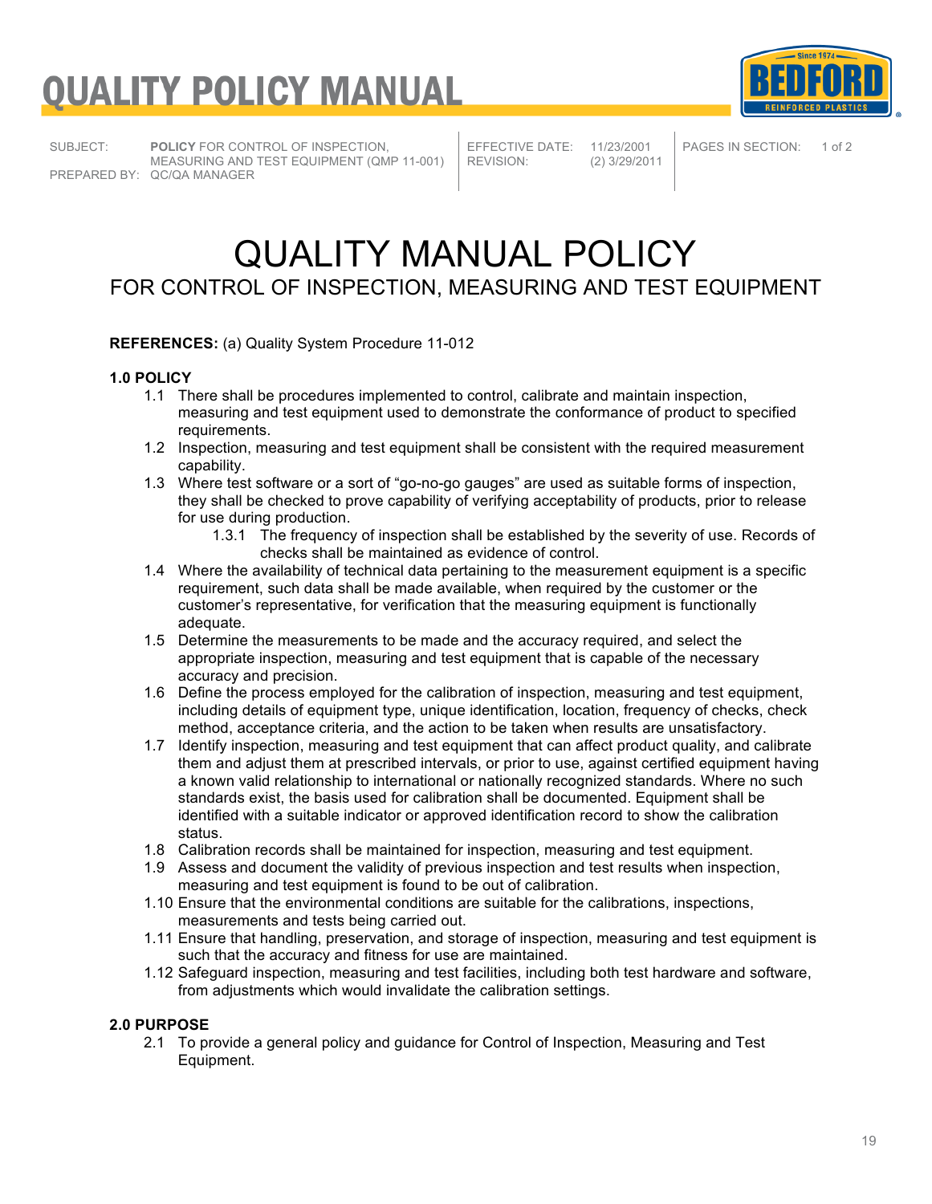# QUALITY MANUAL POLICY

## FOR CONTROL OF INSPECTION, MEASURING AND TEST EQUIPMENT

**REFERENCES:** (a) Quality System Procedure 11-012

### 1.0 POLICY

1.1 There shall be procedures implemented to control, calibrate and maintain inspection, measuring and test equipment used to demonstrate the conformance of product to specified requirements.

1.2 Inspection, measuring and test equipment shall be consistent with the required measurement capability.

1.3 Where test software or a sort of "go-no-go gauges" are used as suitable forms of inspection, they shall be checked to prove capability of verifying acceptability of products, prior to release for use during production.

   1.3.1 The frequency of inspection shall be established by the severity of use. Records of checks shall be maintained as evidence of control.

1.4 Where the availability of technical data pertaining to the measurement equipment is a specific requirement, such data shall be made available, when required by the customer or the customer's representative, for verification that the measuring equipment is functionally adequate.

1.5 Determine the measurements to be made and the accuracy required, and select the appropriate inspection, measuring and test equipment that is capable of the necessary accuracy and precision.

1.6 Define the process employed for the calibration of inspection, measuring and test equipment, including details of equipment type, unique identification, location, frequency of checks, check method, acceptance criteria, and the action to be taken when results are unsatisfactory.

1.7 Identify inspection, measuring and test equipment that can affect product quality, and calibrate them and adjust them at prescribed intervals, or prior to use, against certified equipment having a known valid relationship to international or nationally recognized standards. Where no such standards exist, the basis used for calibration shall be documented. Equipment shall be identified with a suitable indicator or approved identification record to show the calibration status.

1.8 Calibration records shall be maintained for inspection, measuring and test equipment.

1.9 Assess and document the validity of previous inspection and test results when inspection, measuring and test equipment is found to be out of calibration.

1.10 Ensure that the environmental conditions are suitable for the calibrations, inspections, measurements and tests being carried out.

1.11 Ensure that handling, preservation, and storage of inspection, measuring and test equipment is such that the accuracy and fitness for use are maintained.

1.12 Safeguard inspection, measuring and test facilities, including both test hardware and software, from adjustments which would invalidate the calibration settings.

### 2.0 PURPOSE

2.1 To provide a general policy and guidance for Control of Inspection, Measuring and Test Equipment.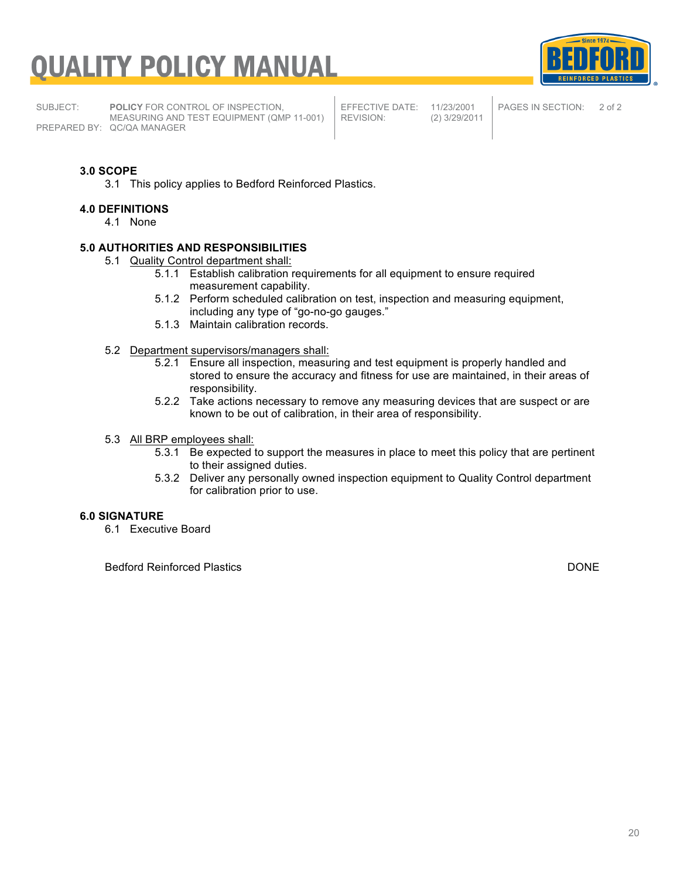### 3.0 SCOPE

3.1 This policy applies to Bedford Reinforced Plastics.

### 4.0 DEFINITIONS

4.1 None

### 5.0 AUTHORITIES AND RESPONSIBILITIES

5.1 Quality Control department shall:

- 5.1.1 Establish calibration requirements for all equipment to ensure required measurement capability.
- 5.1.2 Perform scheduled calibration on test, inspection and measuring equipment, including any type of "go-no-go gauges."
- 5.1.3 Maintain calibration records.

5.2 Department supervisors/managers shall:

- 5.2.1 Ensure all inspection, measuring and test equipment is properly handled and stored to ensure the accuracy and fitness for use are maintained, in their areas of responsibility.
- 5.2.2 Take actions necessary to remove any measuring devices that are suspect or are known to be out of calibration, in their area of responsibility.

5.3 All BRP employees shall:

- 5.3.1 Be expected to support the measures in place to meet this policy that are pertinent to their assigned duties.
- 5.3.2 Deliver any personally owned inspection equipment to Quality Control department for calibration prior to use.

### 6.0 SIGNATURE

6.1 Executive Board

Bedford Reinforced Plastics — DONE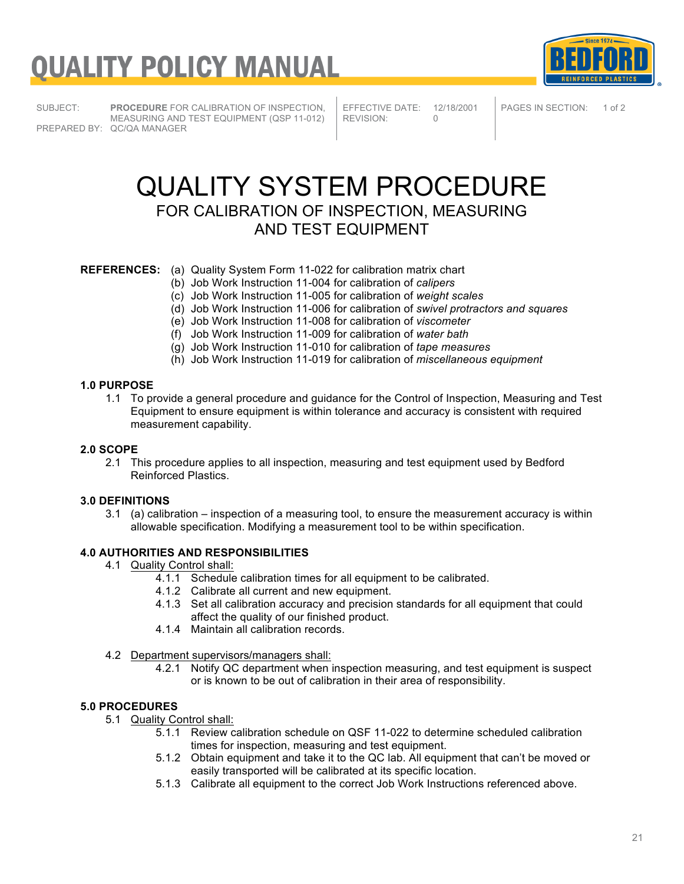# QUALITY POLICY MANUAL

| SUBJECT: | **PROCEDURE** FOR CALIBRATION OF INSPECTION, MEASURING AND TEST EQUIPMENT (QSP 11-012) | EFFECTIVE DATE: | 12/18/2001 | PAGES IN SECTION: | 1 of 2 |
|---|---|---|---|---|---|
| PREPARED BY: | QC/QA MANAGER | REVISION: | 0 | | |

# QUALITY SYSTEM PROCEDURE

## FOR CALIBRATION OF INSPECTION, MEASURING AND TEST EQUIPMENT

**REFERENCES:**
- (a) Quality System Form 11-022 for calibration matrix chart
- (b) Job Work Instruction 11-004 for calibration of *calipers*
- (c) Job Work Instruction 11-005 for calibration of *weight scales*
- (d) Job Work Instruction 11-006 for calibration of *swivel protractors and squares*
- (e) Job Work Instruction 11-008 for calibration of *viscometer*
- (f) Job Work Instruction 11-009 for calibration of *water bath*
- (g) Job Work Instruction 11-010 for calibration of *tape measures*
- (h) Job Work Instruction 11-019 for calibration of *miscellaneous equipment*

### 1.0 PURPOSE

1.1 To provide a general procedure and guidance for the Control of Inspection, Measuring and Test Equipment to ensure equipment is within tolerance and accuracy is consistent with required measurement capability.

### 2.0 SCOPE

2.1 This procedure applies to all inspection, measuring and test equipment used by Bedford Reinforced Plastics.

### 3.0 DEFINITIONS

3.1 (a) calibration – inspection of a measuring tool, to ensure the measurement accuracy is within allowable specification. Modifying a measurement tool to be within specification.

### 4.0 AUTHORITIES AND RESPONSIBILITIES

4.1 Quality Control shall:

- 4.1.1 Schedule calibration times for all equipment to be calibrated.
- 4.1.2 Calibrate all current and new equipment.
- 4.1.3 Set all calibration accuracy and precision standards for all equipment that could affect the quality of our finished product.
- 4.1.4 Maintain all calibration records.

4.2 Department supervisors/managers shall:

- 4.2.1 Notify QC department when inspection measuring, and test equipment is suspect or is known to be out of calibration in their area of responsibility.

### 5.0 PROCEDURES

5.1 Quality Control shall:

- 5.1.1 Review calibration schedule on QSF 11-022 to determine scheduled calibration times for inspection, measuring and test equipment.
- 5.1.2 Obtain equipment and take it to the QC lab. All equipment that can't be moved or easily transported will be calibrated at its specific location.
- 5.1.3 Calibrate all equipment to the correct Job Work Instructions referenced above.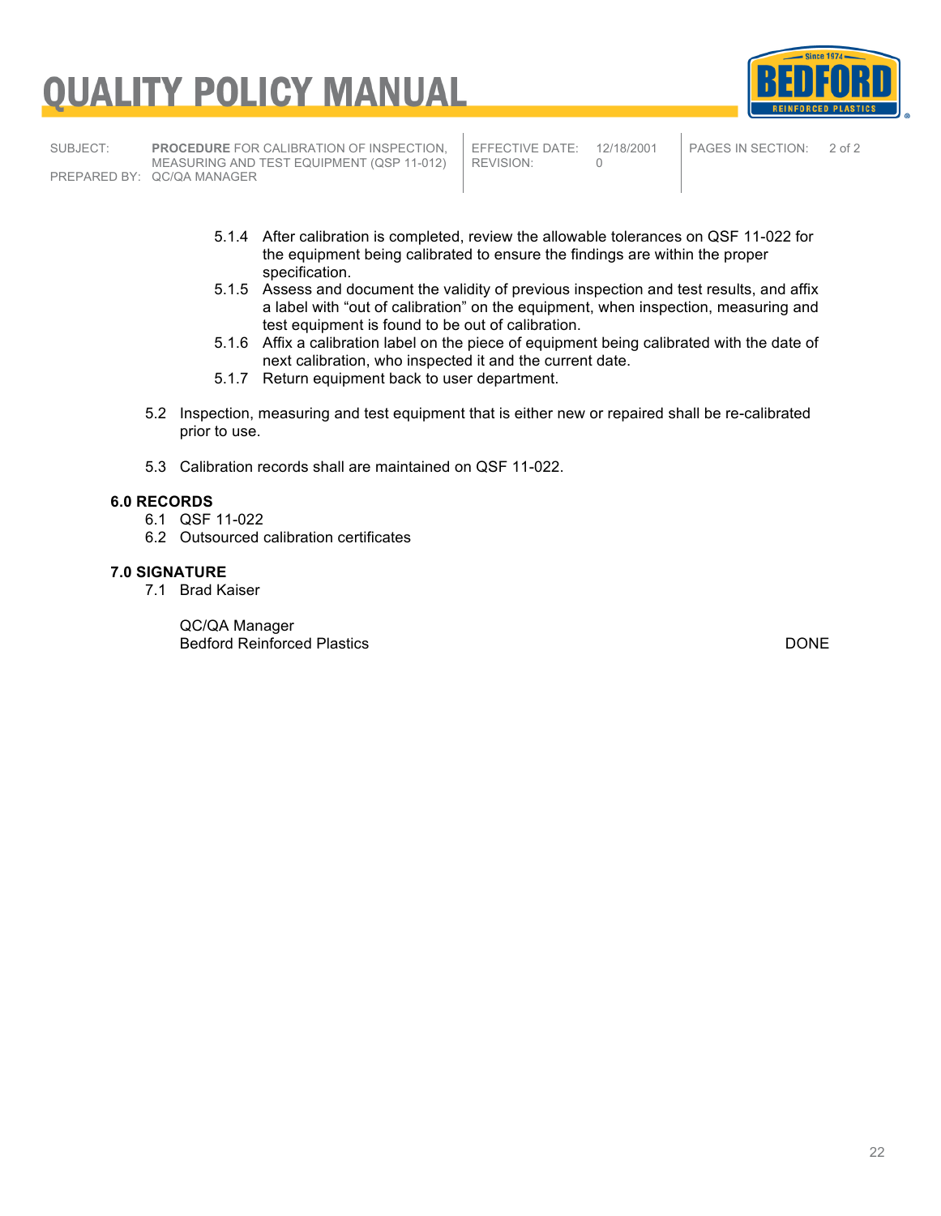5.1.4 After calibration is completed, review the allowable tolerances on QSF 11-022 for the equipment being calibrated to ensure the findings are within the proper specification.

5.1.5 Assess and document the validity of previous inspection and test results, and affix a label with “out of calibration” on the equipment, when inspection, measuring and test equipment is found to be out of calibration.

5.1.6 Affix a calibration label on the piece of equipment being calibrated with the date of next calibration, who inspected it and the current date.

5.1.7 Return equipment back to user department.

5.2 Inspection, measuring and test equipment that is either new or repaired shall be re-calibrated prior to use.

5.3 Calibration records shall are maintained on QSF 11-022.

**6.0 RECORDS**

6.1 QSF 11-022

6.2 Outsourced calibration certificates

**7.0 SIGNATURE**

7.1 Brad Kaiser

QC/QA Manager
Bedford Reinforced Plastics

DONE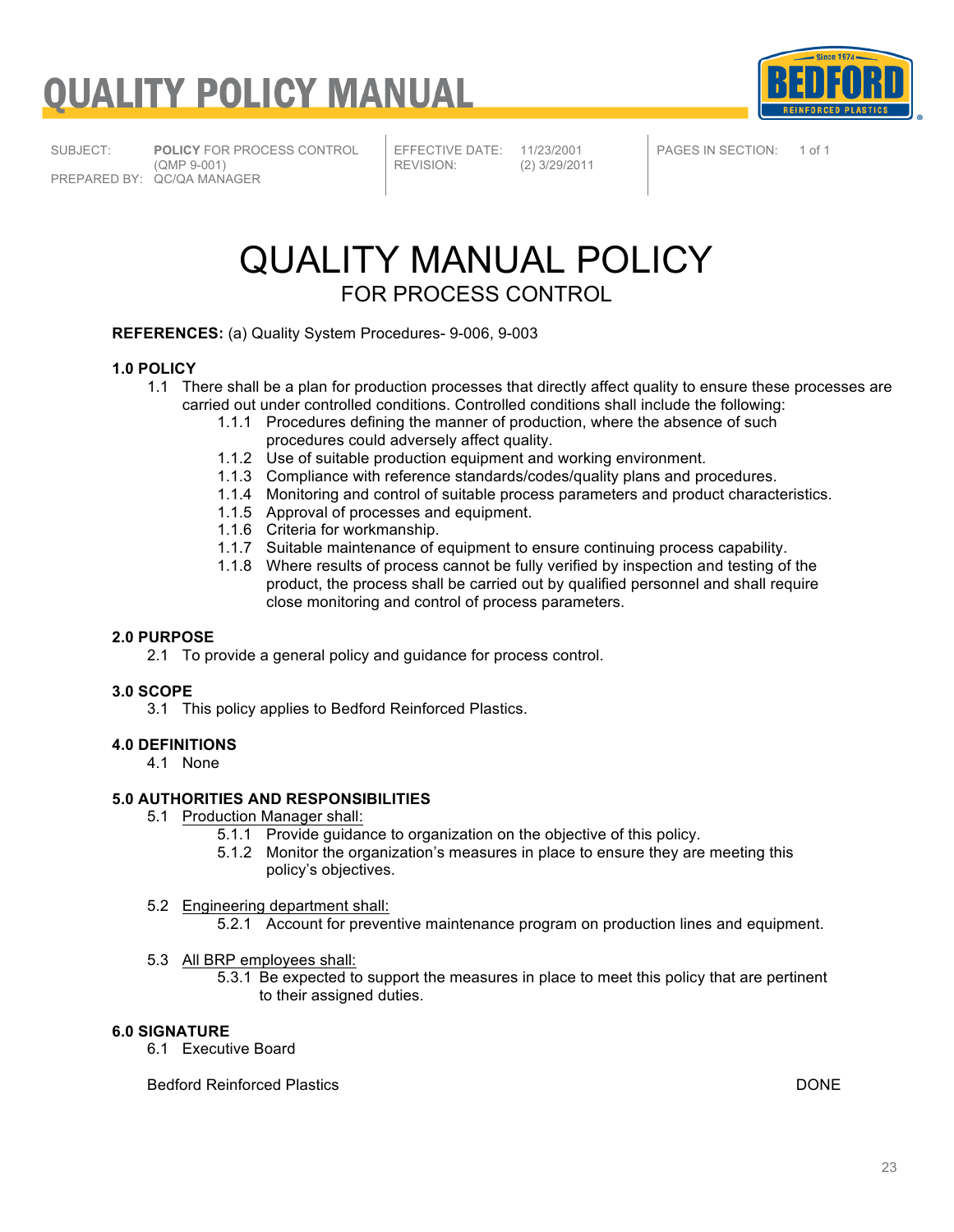# QUALITY POLICY MANUAL

| SUBJECT: | **POLICY** FOR PROCESS CONTROL (QMP 9-001) | EFFECTIVE DATE: | 11/23/2001 | PAGES IN SECTION: | 1 of 1 |
|---|---|---|---|---|---|
| PREPARED BY: | QC/QA MANAGER | REVISION: | (2) 3/29/2011 | | |

# QUALITY MANUAL POLICY

## FOR PROCESS CONTROL

**REFERENCES:** (a) Quality System Procedures- 9-006, 9-003

### 1.0 POLICY

1.1 There shall be a plan for production processes that directly affect quality to ensure these processes are carried out under controlled conditions. Controlled conditions shall include the following:

- 1.1.1 Procedures defining the manner of production, where the absence of such procedures could adversely affect quality.
- 1.1.2 Use of suitable production equipment and working environment.
- 1.1.3 Compliance with reference standards/codes/quality plans and procedures.
- 1.1.4 Monitoring and control of suitable process parameters and product characteristics.
- 1.1.5 Approval of processes and equipment.
- 1.1.6 Criteria for workmanship.
- 1.1.7 Suitable maintenance of equipment to ensure continuing process capability.
- 1.1.8 Where results of process cannot be fully verified by inspection and testing of the product, the process shall be carried out by qualified personnel and shall require close monitoring and control of process parameters.

### 2.0 PURPOSE

2.1 To provide a general policy and guidance for process control.

### 3.0 SCOPE

3.1 This policy applies to Bedford Reinforced Plastics.

### 4.0 DEFINITIONS

4.1 None

### 5.0 AUTHORITIES AND RESPONSIBILITIES

5.1 Production Manager shall:

- 5.1.1 Provide guidance to organization on the objective of this policy.
- 5.1.2 Monitor the organization's measures in place to ensure they are meeting this policy's objectives.

5.2 Engineering department shall:

- 5.2.1 Account for preventive maintenance program on production lines and equipment.

5.3 All BRP employees shall:

- 5.3.1 Be expected to support the measures in place to meet this policy that are pertinent to their assigned duties.

### 6.0 SIGNATURE

6.1 Executive Board

Bedford Reinforced Plastics DONE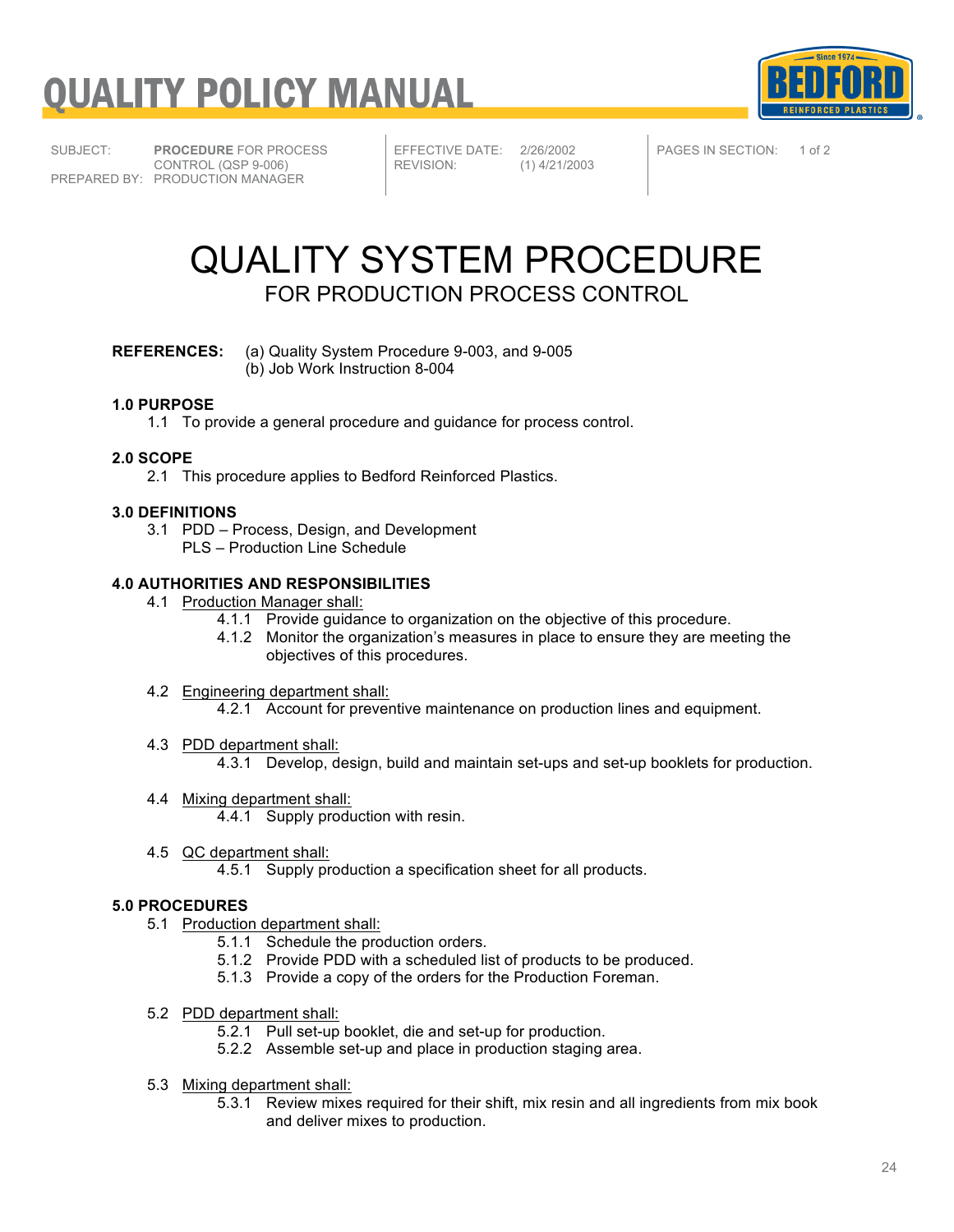| SUBJECT: | **PROCEDURE** FOR PROCESS CONTROL (QSP 9-006) | EFFECTIVE DATE: | 2/26/2002 | PAGES IN SECTION: | 1 of 2 |
|---|---|---|---|---|---|
| PREPARED BY: | PRODUCTION MANAGER | REVISION: | (1) 4/21/2003 | | |

# QUALITY SYSTEM PROCEDURE

## FOR PRODUCTION PROCESS CONTROL

**REFERENCES:** (a) Quality System Procedure 9-003, and 9-005
(b) Job Work Instruction 8-004

**1.0 PURPOSE**

1.1 To provide a general procedure and guidance for process control.

**2.0 SCOPE**

2.1 This procedure applies to Bedford Reinforced Plastics.

**3.0 DEFINITIONS**

3.1 PDD – Process, Design, and Development
PLS – Production Line Schedule

**4.0 AUTHORITIES AND RESPONSIBILITIES**

4.1 Production Manager shall:

4.1.1 Provide guidance to organization on the objective of this procedure.

4.1.2 Monitor the organization's measures in place to ensure they are meeting the objectives of this procedures.

4.2 Engineering department shall:

4.2.1 Account for preventive maintenance on production lines and equipment.

4.3 PDD department shall:

4.3.1 Develop, design, build and maintain set-ups and set-up booklets for production.

4.4 Mixing department shall:

4.4.1 Supply production with resin.

4.5 QC department shall:

4.5.1 Supply production a specification sheet for all products.

**5.0 PROCEDURES**

5.1 Production department shall:

5.1.1 Schedule the production orders.

5.1.2 Provide PDD with a scheduled list of products to be produced.

5.1.3 Provide a copy of the orders for the Production Foreman.

5.2 PDD department shall:

5.2.1 Pull set-up booklet, die and set-up for production.

5.2.2 Assemble set-up and place in production staging area.

5.3 Mixing department shall:

5.3.1 Review mixes required for their shift, mix resin and all ingredients from mix book and deliver mixes to production.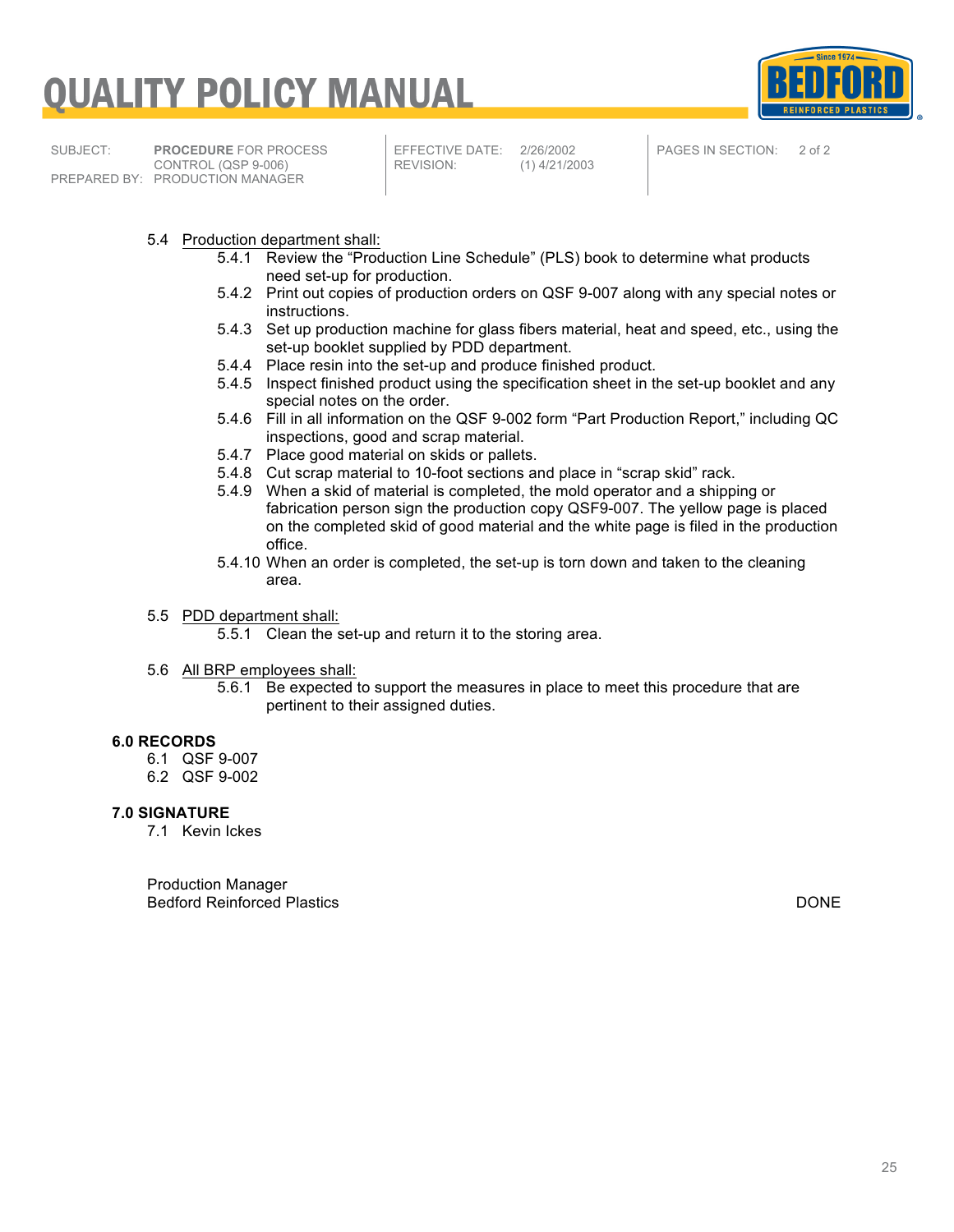5.4 Production department shall:

- 5.4.1 Review the "Production Line Schedule" (PLS) book to determine what products need set-up for production.
- 5.4.2 Print out copies of production orders on QSF 9-007 along with any special notes or instructions.
- 5.4.3 Set up production machine for glass fibers material, heat and speed, etc., using the set-up booklet supplied by PDD department.
- 5.4.4 Place resin into the set-up and produce finished product.
- 5.4.5 Inspect finished product using the specification sheet in the set-up booklet and any special notes on the order.
- 5.4.6 Fill in all information on the QSF 9-002 form "Part Production Report," including QC inspections, good and scrap material.
- 5.4.7 Place good material on skids or pallets.
- 5.4.8 Cut scrap material to 10-foot sections and place in "scrap skid" rack.
- 5.4.9 When a skid of material is completed, the mold operator and a shipping or fabrication person sign the production copy QSF9-007. The yellow page is placed on the completed skid of good material and the white page is filed in the production office.
- 5.4.10 When an order is completed, the set-up is torn down and taken to the cleaning area.

5.5 PDD department shall:

- 5.5.1 Clean the set-up and return it to the storing area.

5.6 All BRP employees shall:

- 5.6.1 Be expected to support the measures in place to meet this procedure that are pertinent to their assigned duties.

**6.0 RECORDS**

6.1 QSF 9-007
6.2 QSF 9-002

**7.0 SIGNATURE**

7.1 Kevin Ickes

Production Manager
Bedford Reinforced Plastics

DONE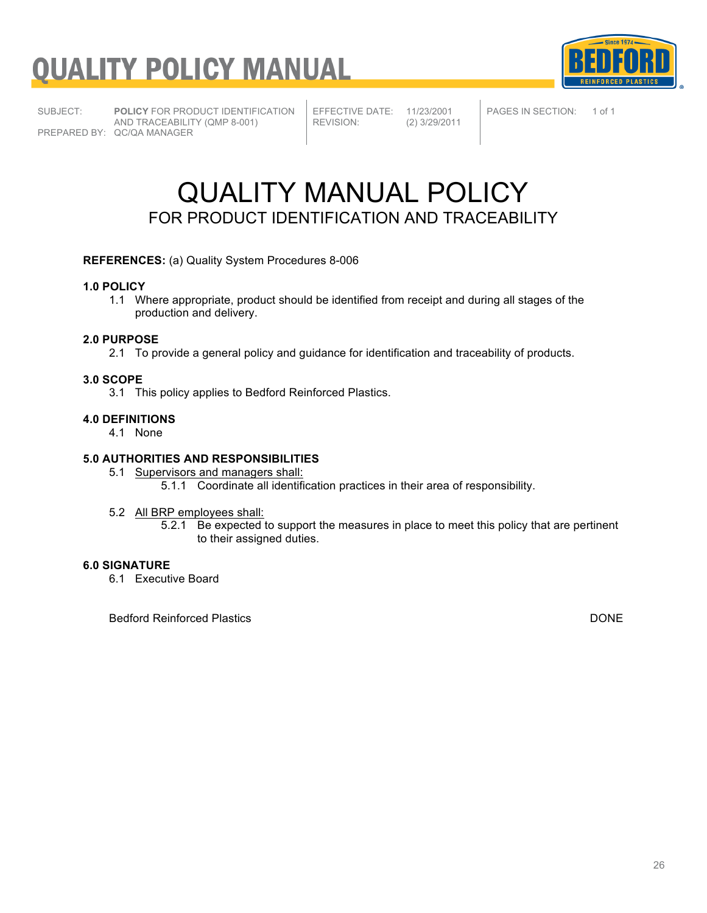# QUALITY POLICY MANUAL

| SUBJECT: | **POLICY** FOR PRODUCT IDENTIFICATION AND TRACEABILITY (QMP 8-001) | EFFECTIVE DATE: | 11/23/2001 | PAGES IN SECTION: | 1 of 1 |
|---|---|---|---|---|---|
| PREPARED BY: | QC/QA MANAGER | REVISION: | (2) 3/29/2011 | | |

## QUALITY MANUAL POLICY
### FOR PRODUCT IDENTIFICATION AND TRACEABILITY

**REFERENCES:** (a) Quality System Procedures 8-006

**1.0 POLICY**

1.1 Where appropriate, product should be identified from receipt and during all stages of the production and delivery.

**2.0 PURPOSE**

2.1 To provide a general policy and guidance for identification and traceability of products.

**3.0 SCOPE**

3.1 This policy applies to Bedford Reinforced Plastics.

**4.0 DEFINITIONS**

4.1 None

**5.0 AUTHORITIES AND RESPONSIBILITIES**

5.1 Supervisors and managers shall:

5.1.1 Coordinate all identification practices in their area of responsibility.

5.2 All BRP employees shall:

5.2.1 Be expected to support the measures in place to meet this policy that are pertinent to their assigned duties.

**6.0 SIGNATURE**

6.1 Executive Board

Bedford Reinforced Plastics DONE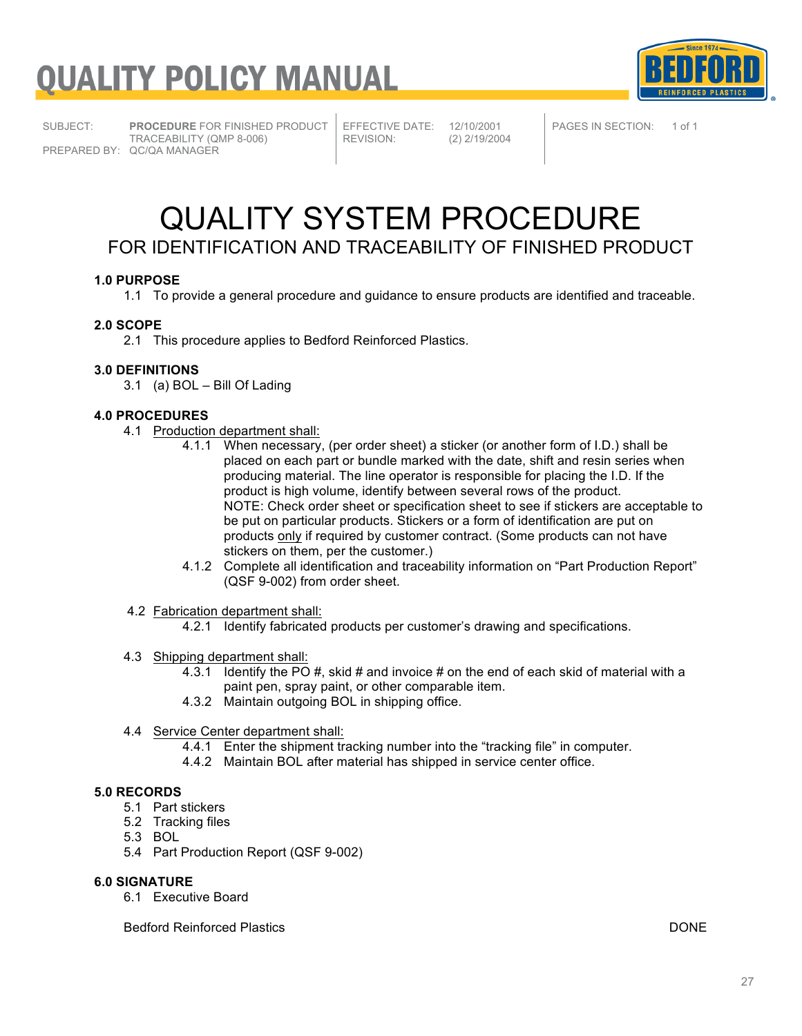# QUALITY POLICY MANUAL

| SUBJECT: | **PROCEDURE** FOR FINISHED PRODUCT TRACEABILITY (QMP 8-006) | EFFECTIVE DATE: | 12/10/2001 | PAGES IN SECTION: | 1 of 1 |
|---|---|---|---|---|---|
| PREPARED BY: | QC/QA MANAGER | REVISION: | (2) 2/19/2004 | | |

# QUALITY SYSTEM PROCEDURE

## FOR IDENTIFICATION AND TRACEABILITY OF FINISHED PRODUCT

### 1.0 PURPOSE

1.1 To provide a general procedure and guidance to ensure products are identified and traceable.

### 2.0 SCOPE

2.1 This procedure applies to Bedford Reinforced Plastics.

### 3.0 DEFINITIONS

3.1 (a) BOL – Bill Of Lading

### 4.0 PROCEDURES

4.1 Production department shall:

- 4.1.1 When necessary, (per order sheet) a sticker (or another form of I.D.) shall be placed on each part or bundle marked with the date, shift and resin series when producing material. The line operator is responsible for placing the I.D. If the product is high volume, identify between several rows of the product.
  NOTE: Check order sheet or specification sheet to see if stickers are acceptable to be put on particular products. Stickers or a form of identification are put on products only if required by customer contract. (Some products can not have stickers on them, per the customer.)
- 4.1.2 Complete all identification and traceability information on "Part Production Report" (QSF 9-002) from order sheet.

4.2 Fabrication department shall:

- 4.2.1 Identify fabricated products per customer's drawing and specifications.

4.3 Shipping department shall:

- 4.3.1 Identify the PO #, skid # and invoice # on the end of each skid of material with a paint pen, spray paint, or other comparable item.
- 4.3.2 Maintain outgoing BOL in shipping office.

4.4 Service Center department shall:

- 4.4.1 Enter the shipment tracking number into the "tracking file" in computer.
- 4.4.2 Maintain BOL after material has shipped in service center office.

### 5.0 RECORDS

5.1 Part stickers
5.2 Tracking files
5.3 BOL
5.4 Part Production Report (QSF 9-002)

### 6.0 SIGNATURE

6.1 Executive Board

Bedford Reinforced Plastics DONE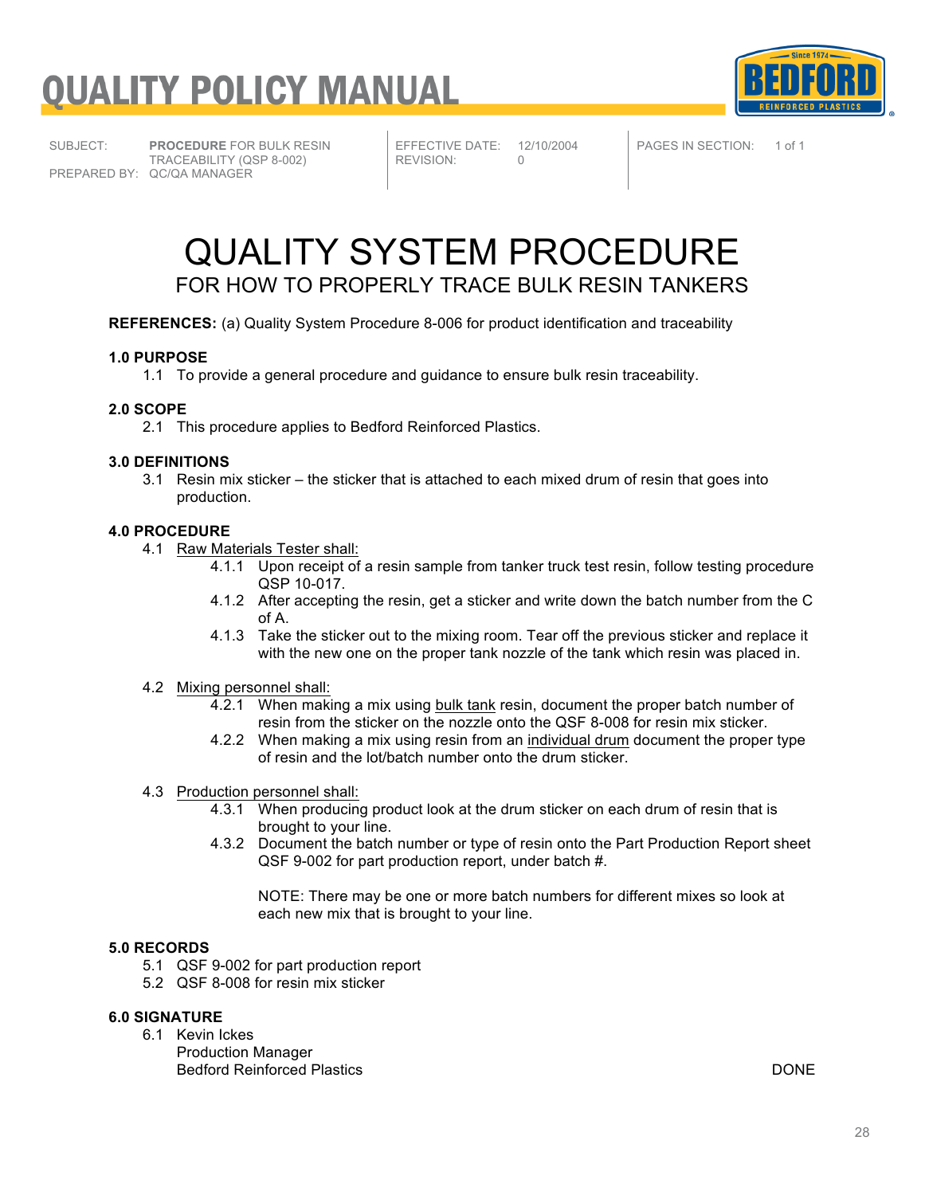# QUALITY POLICY MANUAL

| SUBJECT: | **PROCEDURE** FOR BULK RESIN TRACEABILITY (QSP 8-002) | EFFECTIVE DATE: | 12/10/2004 | PAGES IN SECTION: | 1 of 1 |
|---|---|---|---|---|---|
| PREPARED BY: | QC/QA MANAGER | REVISION: | 0 | | |

# QUALITY SYSTEM PROCEDURE

## FOR HOW TO PROPERLY TRACE BULK RESIN TANKERS

**REFERENCES:** (a) Quality System Procedure 8-006 for product identification and traceability

**1.0 PURPOSE**

1.1 To provide a general procedure and guidance to ensure bulk resin traceability.

**2.0 SCOPE**

2.1 This procedure applies to Bedford Reinforced Plastics.

**3.0 DEFINITIONS**

3.1 Resin mix sticker – the sticker that is attached to each mixed drum of resin that goes into production.

**4.0 PROCEDURE**

4.1 Raw Materials Tester shall:

- 4.1.1 Upon receipt of a resin sample from tanker truck test resin, follow testing procedure QSP 10-017.
- 4.1.2 After accepting the resin, get a sticker and write down the batch number from the C of A.
- 4.1.3 Take the sticker out to the mixing room. Tear off the previous sticker and replace it with the new one on the proper tank nozzle of the tank which resin was placed in.

4.2 Mixing personnel shall:

- 4.2.1 When making a mix using bulk tank resin, document the proper batch number of resin from the sticker on the nozzle onto the QSF 8-008 for resin mix sticker.
- 4.2.2 When making a mix using resin from an individual drum document the proper type of resin and the lot/batch number onto the drum sticker.

4.3 Production personnel shall:

- 4.3.1 When producing product look at the drum sticker on each drum of resin that is brought to your line.
- 4.3.2 Document the batch number or type of resin onto the Part Production Report sheet QSF 9-002 for part production report, under batch #.

  NOTE: There may be one or more batch numbers for different mixes so look at each new mix that is brought to your line.

**5.0 RECORDS**

5.1 QSF 9-002 for part production report

5.2 QSF 8-008 for resin mix sticker

**6.0 SIGNATURE**

6.1 Kevin Ickes
Production Manager
Bedford Reinforced Plastics

DONE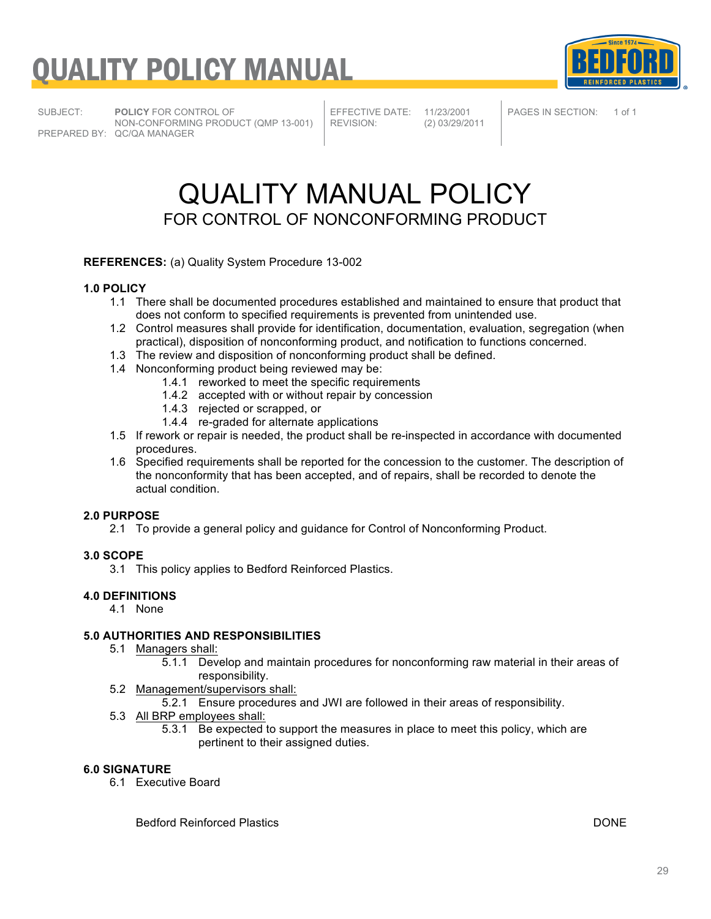# QUALITY POLICY MANUAL

| SUBJECT: | **POLICY** FOR CONTROL OF NON-CONFORMING PRODUCT (QMP 13-001) | EFFECTIVE DATE: | 11/23/2001 | PAGES IN SECTION: | 1 of 1 |
|---|---|---|---|---|---|
| PREPARED BY: | QC/QA MANAGER | REVISION: | (2) 03/29/2011 | | |

# QUALITY MANUAL POLICY

## FOR CONTROL OF NONCONFORMING PRODUCT

**REFERENCES:** (a) Quality System Procedure 13-002

**1.0 POLICY**

1.1 There shall be documented procedures established and maintained to ensure that product that does not conform to specified requirements is prevented from unintended use.

1.2 Control measures shall provide for identification, documentation, evaluation, segregation (when practical), disposition of nonconforming product, and notification to functions concerned.

1.3 The review and disposition of nonconforming product shall be defined.

1.4 Nonconforming product being reviewed may be:

- 1.4.1 reworked to meet the specific requirements
- 1.4.2 accepted with or without repair by concession
- 1.4.3 rejected or scrapped, or
- 1.4.4 re-graded for alternate applications

1.5 If rework or repair is needed, the product shall be re-inspected in accordance with documented procedures.

1.6 Specified requirements shall be reported for the concession to the customer. The description of the nonconformity that has been accepted, and of repairs, shall be recorded to denote the actual condition.

**2.0 PURPOSE**

2.1 To provide a general policy and guidance for Control of Nonconforming Product.

**3.0 SCOPE**

3.1 This policy applies to Bedford Reinforced Plastics.

**4.0 DEFINITIONS**

4.1 None

**5.0 AUTHORITIES AND RESPONSIBILITIES**

5.1 Managers shall:

- 5.1.1 Develop and maintain procedures for nonconforming raw material in their areas of responsibility.

5.2 Management/supervisors shall:

- 5.2.1 Ensure procedures and JWI are followed in their areas of responsibility.

5.3 All BRP employees shall:

- 5.3.1 Be expected to support the measures in place to meet this policy, which are pertinent to their assigned duties.

**6.0 SIGNATURE**

6.1 Executive Board

Bedford Reinforced Plastics DONE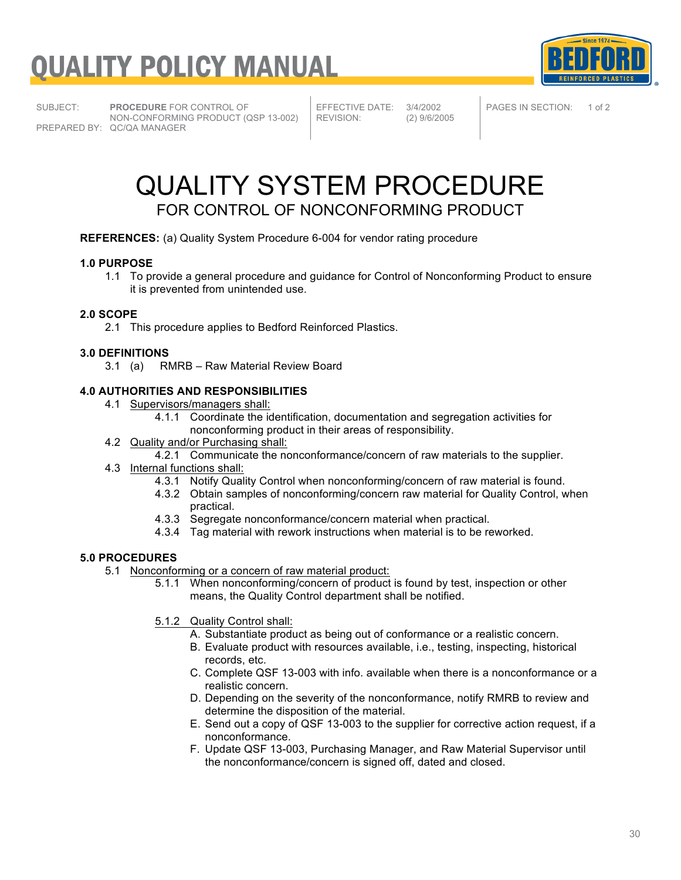# QUALITY POLICY MANUAL

| SUBJECT: | **PROCEDURE** FOR CONTROL OF NON-CONFORMING PRODUCT (QSP 13-002) | EFFECTIVE DATE: | 3/4/2002 | PAGES IN SECTION: | 1 of 2 |
|---|---|---|---|---|---|
| PREPARED BY: | QC/QA MANAGER | REVISION: | (2) 9/6/2005 | | |

# QUALITY SYSTEM PROCEDURE

## FOR CONTROL OF NONCONFORMING PRODUCT

**REFERENCES:** (a) Quality System Procedure 6-004 for vendor rating procedure

**1.0 PURPOSE**

1.1 To provide a general procedure and guidance for Control of Nonconforming Product to ensure it is prevented from unintended use.

**2.0 SCOPE**

2.1 This procedure applies to Bedford Reinforced Plastics.

**3.0 DEFINITIONS**

3.1 (a) RMRB – Raw Material Review Board

**4.0 AUTHORITIES AND RESPONSIBILITIES**

4.1 Supervisors/managers shall:

- 4.1.1 Coordinate the identification, documentation and segregation activities for nonconforming product in their areas of responsibility.

4.2 Quality and/or Purchasing shall:

- 4.2.1 Communicate the nonconformance/concern of raw materials to the supplier.

4.3 Internal functions shall:

- 4.3.1 Notify Quality Control when nonconforming/concern of raw material is found.
- 4.3.2 Obtain samples of nonconforming/concern raw material for Quality Control, when practical.
- 4.3.3 Segregate nonconformance/concern material when practical.
- 4.3.4 Tag material with rework instructions when material is to be reworked.

**5.0 PROCEDURES**

5.1 Nonconforming or a concern of raw material product:

- 5.1.1 When nonconforming/concern of product is found by test, inspection or other means, the Quality Control department shall be notified.

- 5.1.2 Quality Control shall:
  - A. Substantiate product as being out of conformance or a realistic concern.
  - B. Evaluate product with resources available, i.e., testing, inspecting, historical records, etc.
  - C. Complete QSF 13-003 with info. available when there is a nonconformance or a realistic concern.
  - D. Depending on the severity of the nonconformance, notify RMRB to review and determine the disposition of the material.
  - E. Send out a copy of QSF 13-003 to the supplier for corrective action request, if a nonconformance.
  - F. Update QSF 13-003, Purchasing Manager, and Raw Material Supervisor until the nonconformance/concern is signed off, dated and closed.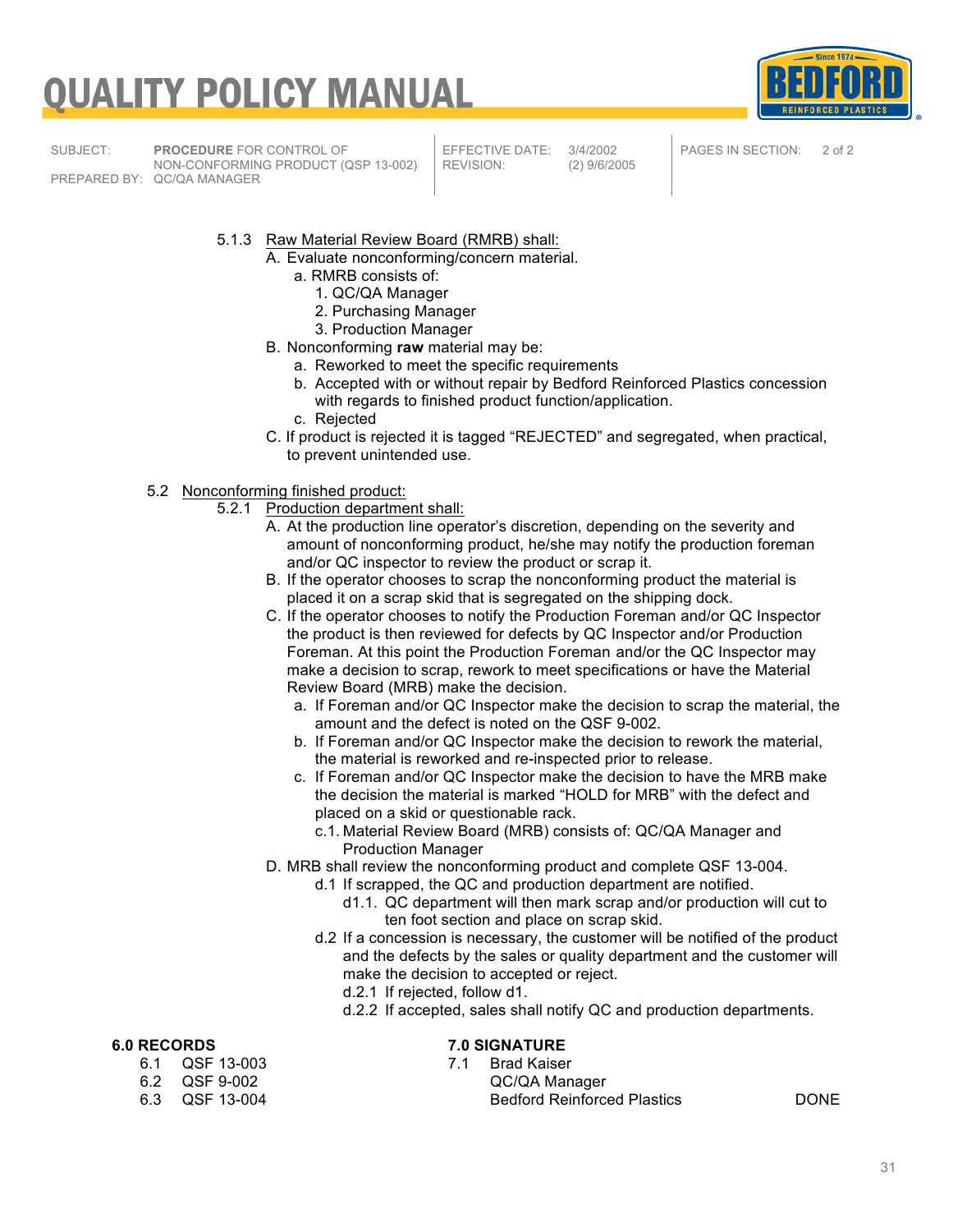5.1.3 Raw Material Review Board (RMRB) shall:

A. Evaluate nonconforming/concern material.
   - a. RMRB consists of:
     1. QC/QA Manager
     2. Purchasing Manager
     3. Production Manager

B. Nonconforming **raw** material may be:
   - a. Reworked to meet the specific requirements
   - b. Accepted with or without repair by Bedford Reinforced Plastics concession with regards to finished product function/application.
   - c. Rejected

C. If product is rejected it is tagged "REJECTED" and segregated, when practical, to prevent unintended use.

5.2 Nonconforming finished product:

5.2.1 Production department shall:

A. At the production line operator's discretion, depending on the severity and amount of nonconforming product, he/she may notify the production foreman and/or QC inspector to review the product or scrap it.

B. If the operator chooses to scrap the nonconforming product the material is placed it on a scrap skid that is segregated on the shipping dock.

C. If the operator chooses to notify the Production Foreman and/or QC Inspector the product is then reviewed for defects by QC Inspector and/or Production Foreman. At this point the Production Foreman and/or the QC Inspector may make a decision to scrap, rework to meet specifications or have the Material Review Board (MRB) make the decision.
   - a. If Foreman and/or QC Inspector make the decision to scrap the material, the amount and the defect is noted on the QSF 9-002.
   - b. If Foreman and/or QC Inspector make the decision to rework the material, the material is reworked and re-inspected prior to release.
   - c. If Foreman and/or QC Inspector make the decision to have the MRB make the decision the material is marked "HOLD for MRB" with the defect and placed on a skid or questionable rack.
     - c.1. Material Review Board (MRB) consists of: QC/QA Manager and Production Manager

D. MRB shall review the nonconforming product and complete QSF 13-004.
   - d.1 If scrapped, the QC and production department are notified.
     - d1.1. QC department will then mark scrap and/or production will cut to ten foot section and place on scrap skid.
   - d.2 If a concession is necessary, the customer will be notified of the product and the defects by the sales or quality department and the customer will make the decision to accepted or reject.
     - d.2.1 If rejected, follow d1.
     - d.2.2 If accepted, sales shall notify QC and production departments.

**6.0 RECORDS**

6.1 QSF 13-003
6.2 QSF 9-002
6.3 QSF 13-004

**7.0 SIGNATURE**

7.1 Brad Kaiser
QC/QA Manager
Bedford Reinforced Plastics

DONE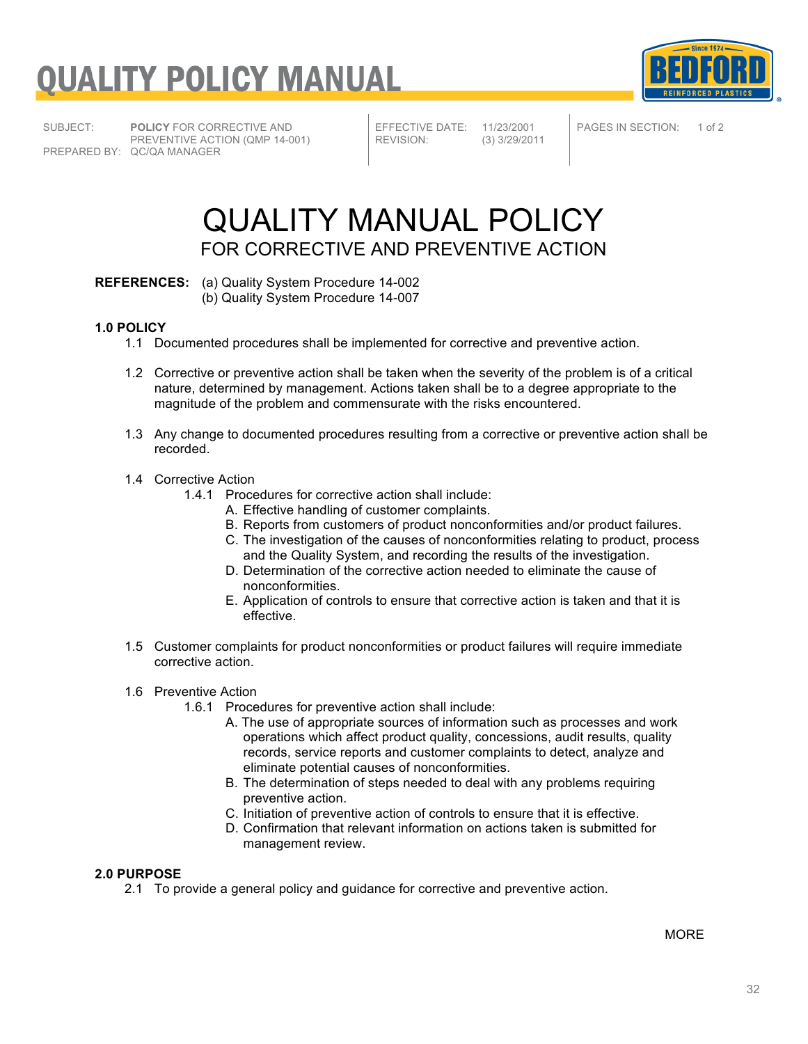# QUALITY POLICY MANUAL

| SUBJECT: | **POLICY** FOR CORRECTIVE AND PREVENTIVE ACTION (QMP 14-001) | EFFECTIVE DATE: | 11/23/2001 | PAGES IN SECTION: | 1 of 2 |
|---|---|---|---|---|---|
| PREPARED BY: | QC/QA MANAGER | REVISION: | (3) 3/29/2011 | | |

# QUALITY MANUAL POLICY

## FOR CORRECTIVE AND PREVENTIVE ACTION

**REFERENCES:** (a) Quality System Procedure 14-002
(b) Quality System Procedure 14-007

### 1.0 POLICY

1.1 Documented procedures shall be implemented for corrective and preventive action.

1.2 Corrective or preventive action shall be taken when the severity of the problem is of a critical nature, determined by management. Actions taken shall be to a degree appropriate to the magnitude of the problem and commensurate with the risks encountered.

1.3 Any change to documented procedures resulting from a corrective or preventive action shall be recorded.

1.4 Corrective Action

1.4.1 Procedures for corrective action shall include:

A. Effective handling of customer complaints.
B. Reports from customers of product nonconformities and/or product failures.
C. The investigation of the causes of nonconformities relating to product, process and the Quality System, and recording the results of the investigation.
D. Determination of the corrective action needed to eliminate the cause of nonconformities.
E. Application of controls to ensure that corrective action is taken and that it is effective.

1.5 Customer complaints for product nonconformities or product failures will require immediate corrective action.

1.6 Preventive Action

1.6.1 Procedures for preventive action shall include:

A. The use of appropriate sources of information such as processes and work operations which affect product quality, concessions, audit results, quality records, service reports and customer complaints to detect, analyze and eliminate potential causes of nonconformities.
B. The determination of steps needed to deal with any problems requiring preventive action.
C. Initiation of preventive action of controls to ensure that it is effective.
D. Confirmation that relevant information on actions taken is submitted for management review.

### 2.0 PURPOSE

2.1 To provide a general policy and guidance for corrective and preventive action.

MORE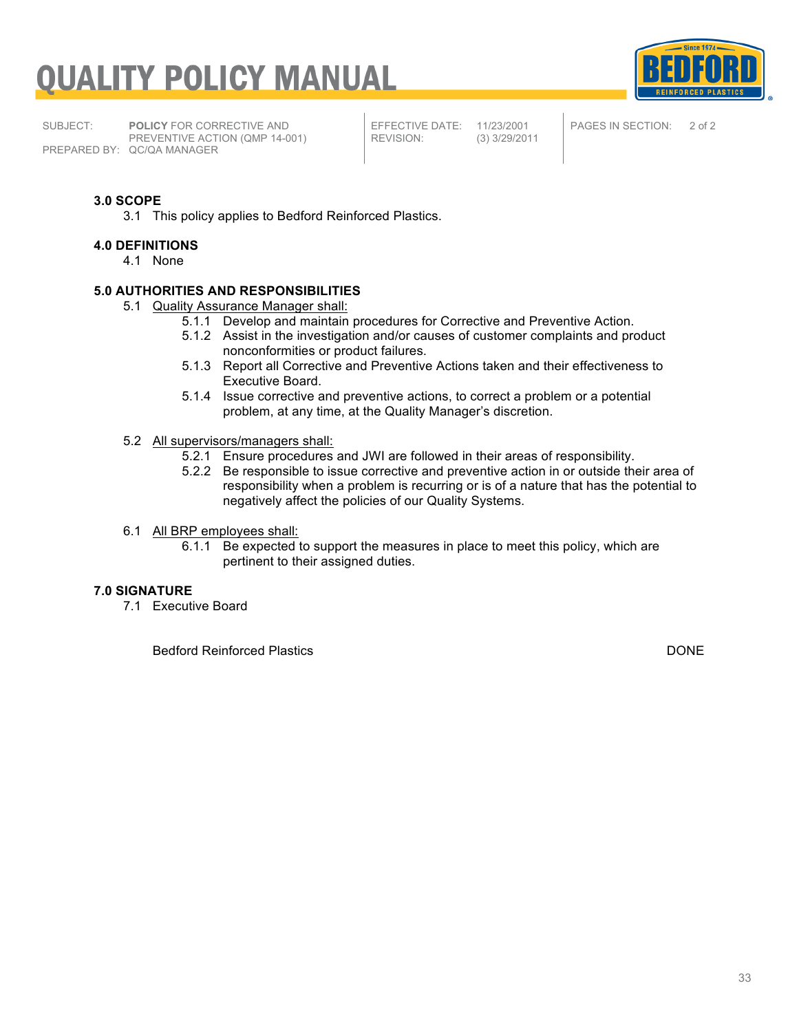# QUALITY POLICY MANUAL

| SUBJECT: | POLICY FOR CORRECTIVE AND PREVENTIVE ACTION (QMP 14-001) | EFFECTIVE DATE: | 11/23/2001 | PAGES IN SECTION: | 2 of 2 |
|---|---|---|---|---|---|
| PREPARED BY: | QC/QA MANAGER | REVISION: | (3) 3/29/2011 | | |

**3.0 SCOPE**

3.1 This policy applies to Bedford Reinforced Plastics.

**4.0 DEFINITIONS**

4.1 None

**5.0 AUTHORITIES AND RESPONSIBILITIES**

5.1 Quality Assurance Manager shall:

- 5.1.1 Develop and maintain procedures for Corrective and Preventive Action.
- 5.1.2 Assist in the investigation and/or causes of customer complaints and product nonconformities or product failures.
- 5.1.3 Report all Corrective and Preventive Actions taken and their effectiveness to Executive Board.
- 5.1.4 Issue corrective and preventive actions, to correct a problem or a potential problem, at any time, at the Quality Manager's discretion.

5.2 All supervisors/managers shall:

- 5.2.1 Ensure procedures and JWI are followed in their areas of responsibility.
- 5.2.2 Be responsible to issue corrective and preventive action in or outside their area of responsibility when a problem is recurring or is of a nature that has the potential to negatively affect the policies of our Quality Systems.

6.1 All BRP employees shall:

- 6.1.1 Be expected to support the measures in place to meet this policy, which are pertinent to their assigned duties.

**7.0 SIGNATURE**

7.1 Executive Board

Bedford Reinforced Plastics DONE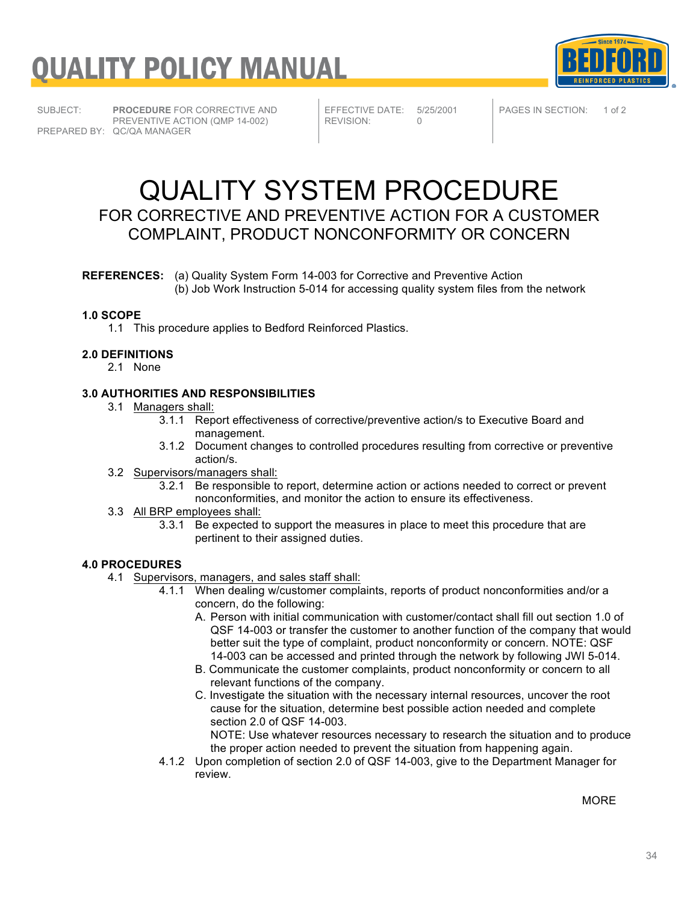# QUALITY POLICY MANUAL

| SUBJECT: | **PROCEDURE** FOR CORRECTIVE AND PREVENTIVE ACTION (QMP 14-002) | EFFECTIVE DATE: | 5/25/2001 | PAGES IN SECTION: | 1 of 2 |
|---|---|---|---|---|---|
| PREPARED BY: | QC/QA MANAGER | REVISION: | 0 | | |

# QUALITY SYSTEM PROCEDURE

## FOR CORRECTIVE AND PREVENTIVE ACTION FOR A CUSTOMER COMPLAINT, PRODUCT NONCONFORMITY OR CONCERN

**REFERENCES:** (a) Quality System Form 14-003 for Corrective and Preventive Action
(b) Job Work Instruction 5-014 for accessing quality system files from the network

**1.0 SCOPE**

1.1 This procedure applies to Bedford Reinforced Plastics.

**2.0 DEFINITIONS**

2.1 None

**3.0 AUTHORITIES AND RESPONSIBILITIES**

3.1 Managers shall:

- 3.1.1 Report effectiveness of corrective/preventive action/s to Executive Board and management.
- 3.1.2 Document changes to controlled procedures resulting from corrective or preventive action/s.

3.2 Supervisors/managers shall:

- 3.2.1 Be responsible to report, determine action or actions needed to correct or prevent nonconformities, and monitor the action to ensure its effectiveness.

3.3 All BRP employees shall:

- 3.3.1 Be expected to support the measures in place to meet this procedure that are pertinent to their assigned duties.

**4.0 PROCEDURES**

4.1 Supervisors, managers, and sales staff shall:

- 4.1.1 When dealing w/customer complaints, reports of product nonconformities and/or a concern, do the following:
  - A. Person with initial communication with customer/contact shall fill out section 1.0 of QSF 14-003 or transfer the customer to another function of the company that would better suit the type of complaint, product nonconformity or concern. NOTE: QSF 14-003 can be accessed and printed through the network by following JWI 5-014.
  - B. Communicate the customer complaints, product nonconformity or concern to all relevant functions of the company.
  - C. Investigate the situation with the necessary internal resources, uncover the root cause for the situation, determine best possible action needed and complete section 2.0 of QSF 14-003.
    NOTE: Use whatever resources necessary to research the situation and to produce the proper action needed to prevent the situation from happening again.
- 4.1.2 Upon completion of section 2.0 of QSF 14-003, give to the Department Manager for review.

MORE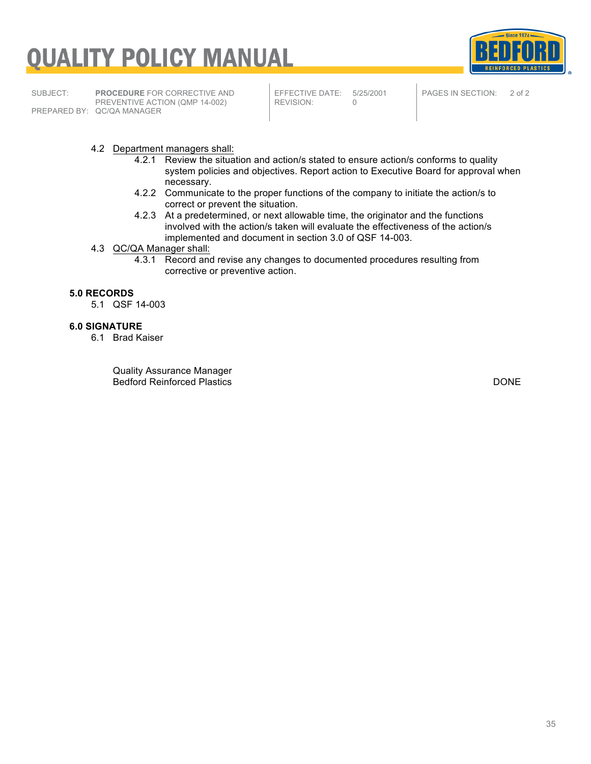4.2 Department managers shall:

- 4.2.1 Review the situation and action/s stated to ensure action/s conforms to quality system policies and objectives. Report action to Executive Board for approval when necessary.
- 4.2.2 Communicate to the proper functions of the company to initiate the action/s to correct or prevent the situation.
- 4.2.3 At a predetermined, or next allowable time, the originator and the functions involved with the action/s taken will evaluate the effectiveness of the action/s implemented and document in section 3.0 of QSF 14-003.

4.3 QC/QA Manager shall:

- 4.3.1 Record and revise any changes to documented procedures resulting from corrective or preventive action.

**5.0 RECORDS**

5.1 QSF 14-003

**6.0 SIGNATURE**

6.1 Brad Kaiser

Quality Assurance Manager
Bedford Reinforced Plastics

DONE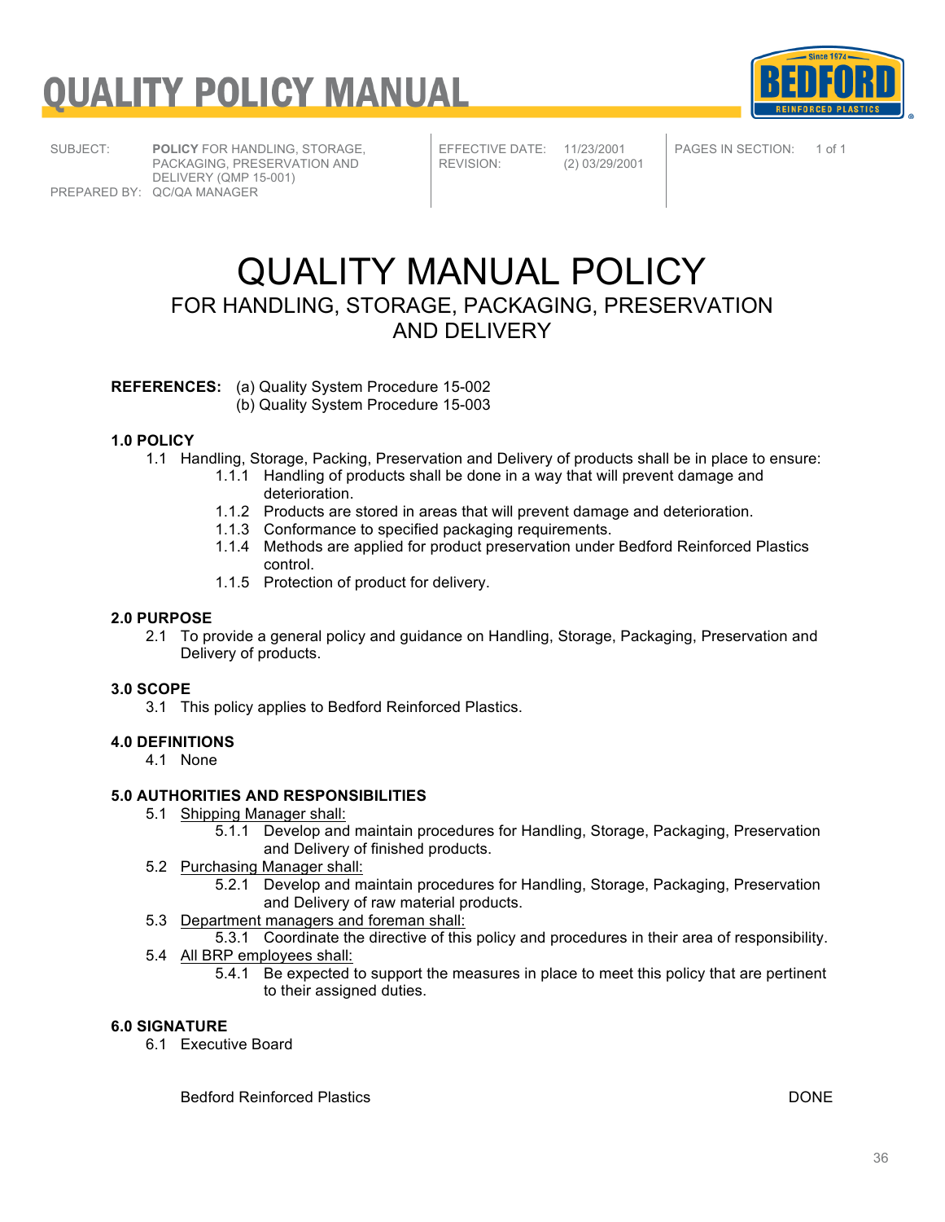# QUALITY POLICY MANUAL

| SUBJECT: | **POLICY** FOR HANDLING, STORAGE, PACKAGING, PRESERVATION AND DELIVERY (QMP 15-001) | EFFECTIVE DATE: | 11/23/2001 | PAGES IN SECTION: | 1 of 1 |
|---|---|---|---|---|---|
| PREPARED BY: | QC/QA MANAGER | REVISION: | (2) 03/29/2001 | | |

# QUALITY MANUAL POLICY

## FOR HANDLING, STORAGE, PACKAGING, PRESERVATION AND DELIVERY

**REFERENCES:** (a) Quality System Procedure 15-002
(b) Quality System Procedure 15-003

### 1.0 POLICY

1.1 Handling, Storage, Packing, Preservation and Delivery of products shall be in place to ensure:

- 1.1.1 Handling of products shall be done in a way that will prevent damage and deterioration.
- 1.1.2 Products are stored in areas that will prevent damage and deterioration.
- 1.1.3 Conformance to specified packaging requirements.
- 1.1.4 Methods are applied for product preservation under Bedford Reinforced Plastics control.
- 1.1.5 Protection of product for delivery.

### 2.0 PURPOSE

2.1 To provide a general policy and guidance on Handling, Storage, Packaging, Preservation and Delivery of products.

### 3.0 SCOPE

3.1 This policy applies to Bedford Reinforced Plastics.

### 4.0 DEFINITIONS

4.1 None

### 5.0 AUTHORITIES AND RESPONSIBILITIES

5.1 Shipping Manager shall:

- 5.1.1 Develop and maintain procedures for Handling, Storage, Packaging, Preservation and Delivery of finished products.

5.2 Purchasing Manager shall:

- 5.2.1 Develop and maintain procedures for Handling, Storage, Packaging, Preservation and Delivery of raw material products.

5.3 Department managers and foreman shall:

- 5.3.1 Coordinate the directive of this policy and procedures in their area of responsibility.

5.4 All BRP employees shall:

- 5.4.1 Be expected to support the measures in place to meet this policy that are pertinent to their assigned duties.

### 6.0 SIGNATURE

6.1 Executive Board

Bedford Reinforced Plastics DONE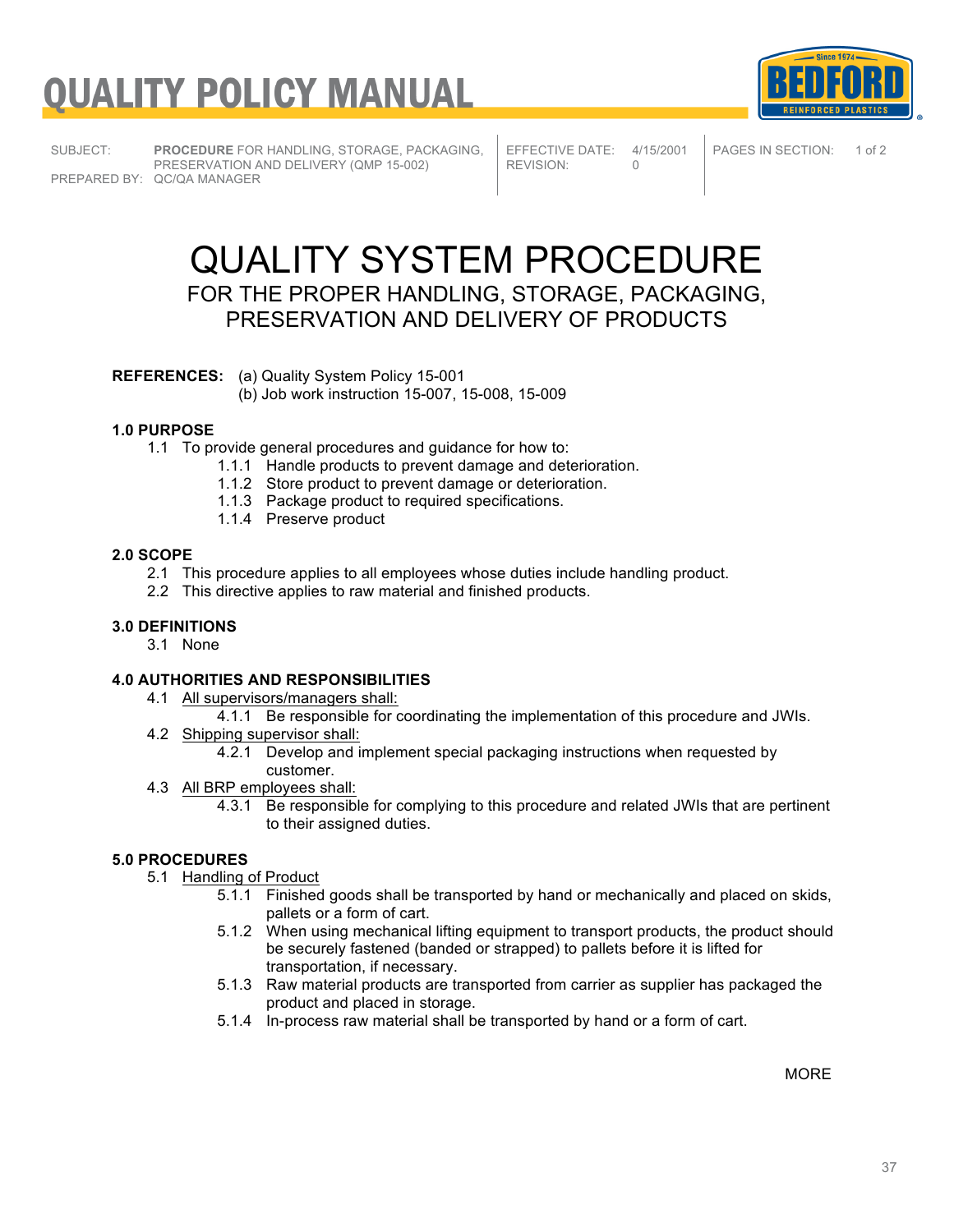# QUALITY POLICY MANUAL

| | | | | | |
|---|---|---|---|---|---|
| SUBJECT: | **PROCEDURE** FOR HANDLING, STORAGE, PACKAGING, PRESERVATION AND DELIVERY (QMP 15-002) | EFFECTIVE DATE: | 4/15/2001 | PAGES IN SECTION: | 1 of 2 |
| PREPARED BY: | QC/QA MANAGER | REVISION: | 0 | | |

# QUALITY SYSTEM PROCEDURE

## FOR THE PROPER HANDLING, STORAGE, PACKAGING, PRESERVATION AND DELIVERY OF PRODUCTS

**REFERENCES:** (a) Quality System Policy 15-001
(b) Job work instruction 15-007, 15-008, 15-009

### 1.0 PURPOSE

1.1 To provide general procedures and guidance for how to:
- 1.1.1 Handle products to prevent damage and deterioration.
- 1.1.2 Store product to prevent damage or deterioration.
- 1.1.3 Package product to required specifications.
- 1.1.4 Preserve product

### 2.0 SCOPE

2.1 This procedure applies to all employees whose duties include handling product.
2.2 This directive applies to raw material and finished products.

### 3.0 DEFINITIONS

3.1 None

### 4.0 AUTHORITIES AND RESPONSIBILITIES

4.1 All supervisors/managers shall:
- 4.1.1 Be responsible for coordinating the implementation of this procedure and JWIs.

4.2 Shipping supervisor shall:
- 4.2.1 Develop and implement special packaging instructions when requested by customer.

4.3 All BRP employees shall:
- 4.3.1 Be responsible for complying to this procedure and related JWIs that are pertinent to their assigned duties.

### 5.0 PROCEDURES

5.1 Handling of Product
- 5.1.1 Finished goods shall be transported by hand or mechanically and placed on skids, pallets or a form of cart.
- 5.1.2 When using mechanical lifting equipment to transport products, the product should be securely fastened (banded or strapped) to pallets before it is lifted for transportation, if necessary.
- 5.1.3 Raw material products are transported from carrier as supplier has packaged the product and placed in storage.
- 5.1.4 In-process raw material shall be transported by hand or a form of cart.

MORE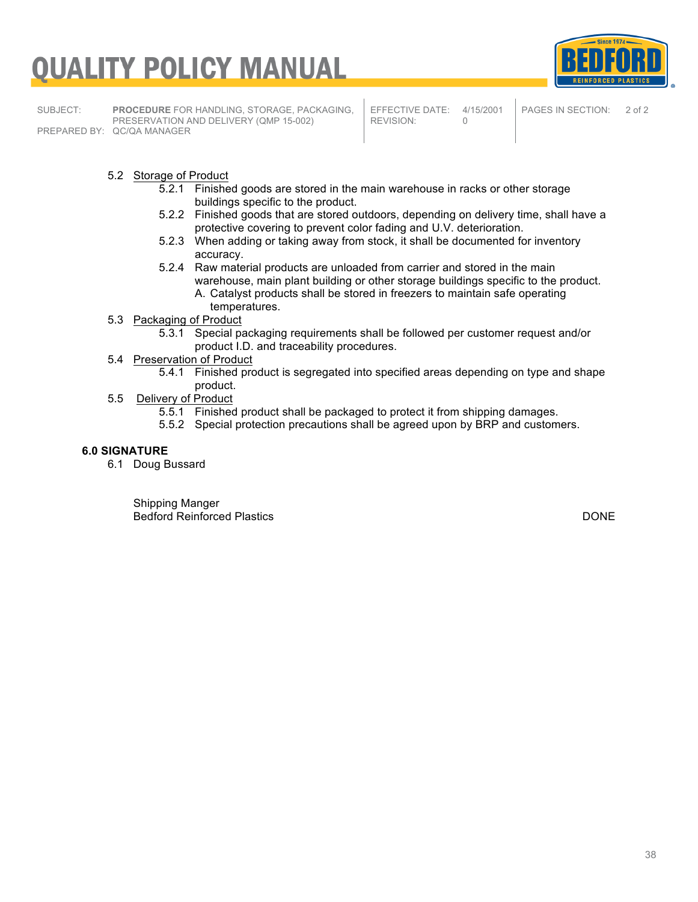5.2 Storage of Product

5.2.1 Finished goods are stored in the main warehouse in racks or other storage buildings specific to the product.

5.2.2 Finished goods that are stored outdoors, depending on delivery time, shall have a protective covering to prevent color fading and U.V. deterioration.

5.2.3 When adding or taking away from stock, it shall be documented for inventory accuracy.

5.2.4 Raw material products are unloaded from carrier and stored in the main warehouse, main plant building or other storage buildings specific to the product.

A. Catalyst products shall be stored in freezers to maintain safe operating temperatures.

5.3 Packaging of Product

5.3.1 Special packaging requirements shall be followed per customer request and/or product I.D. and traceability procedures.

5.4 Preservation of Product

5.4.1 Finished product is segregated into specified areas depending on type and shape product.

5.5 Delivery of Product

5.5.1 Finished product shall be packaged to protect it from shipping damages.

5.5.2 Special protection precautions shall be agreed upon by BRP and customers.

**6.0 SIGNATURE**

6.1 Doug Bussard

Shipping Manger
Bedford Reinforced Plastics

DONE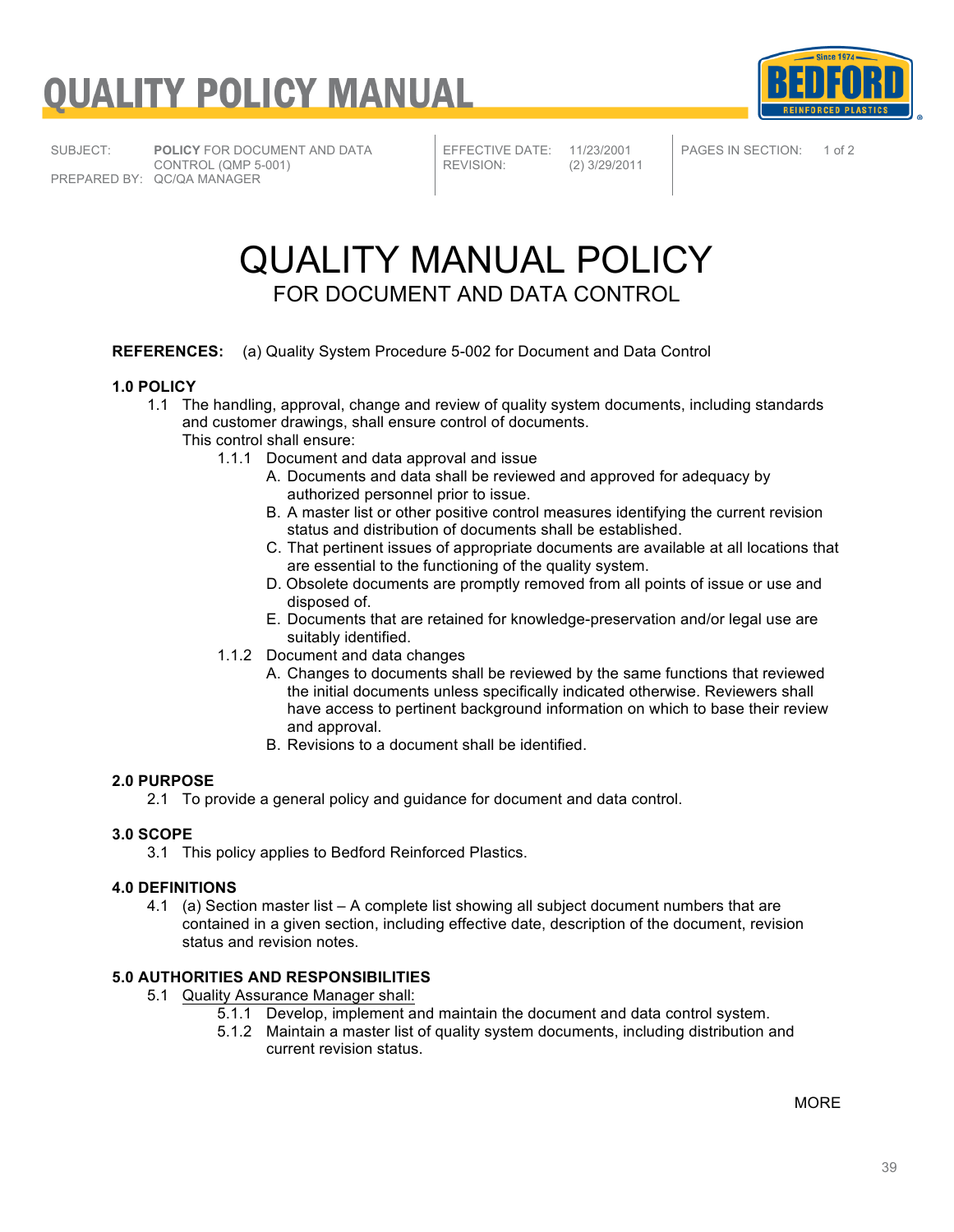# QUALITY POLICY MANUAL

| SUBJECT: | POLICY FOR DOCUMENT AND DATA CONTROL (QMP 5-001) | EFFECTIVE DATE: | 11/23/2001 | PAGES IN SECTION: | 1 of 2 |
|---|---|---|---|---|---|
| PREPARED BY: | QC/QA MANAGER | REVISION: | (2) 3/29/2011 | | |

# QUALITY MANUAL POLICY

## FOR DOCUMENT AND DATA CONTROL

**REFERENCES:** (a) Quality System Procedure 5-002 for Document and Data Control

### 1.0 POLICY

1.1 The handling, approval, change and review of quality system documents, including standards and customer drawings, shall ensure control of documents.
This control shall ensure:

- 1.1.1 Document and data approval and issue
  - A. Documents and data shall be reviewed and approved for adequacy by authorized personnel prior to issue.
  - B. A master list or other positive control measures identifying the current revision status and distribution of documents shall be established.
  - C. That pertinent issues of appropriate documents are available at all locations that are essential to the functioning of the quality system.
  - D. Obsolete documents are promptly removed from all points of issue or use and disposed of.
  - E. Documents that are retained for knowledge-preservation and/or legal use are suitably identified.
- 1.1.2 Document and data changes
  - A. Changes to documents shall be reviewed by the same functions that reviewed the initial documents unless specifically indicated otherwise. Reviewers shall have access to pertinent background information on which to base their review and approval.
  - B. Revisions to a document shall be identified.

### 2.0 PURPOSE

2.1 To provide a general policy and guidance for document and data control.

### 3.0 SCOPE

3.1 This policy applies to Bedford Reinforced Plastics.

### 4.0 DEFINITIONS

4.1 (a) Section master list – A complete list showing all subject document numbers that are contained in a given section, including effective date, description of the document, revision status and revision notes.

### 5.0 AUTHORITIES AND RESPONSIBILITIES

5.1 Quality Assurance Manager shall:

- 5.1.1 Develop, implement and maintain the document and data control system.
- 5.1.2 Maintain a master list of quality system documents, including distribution and current revision status.

MORE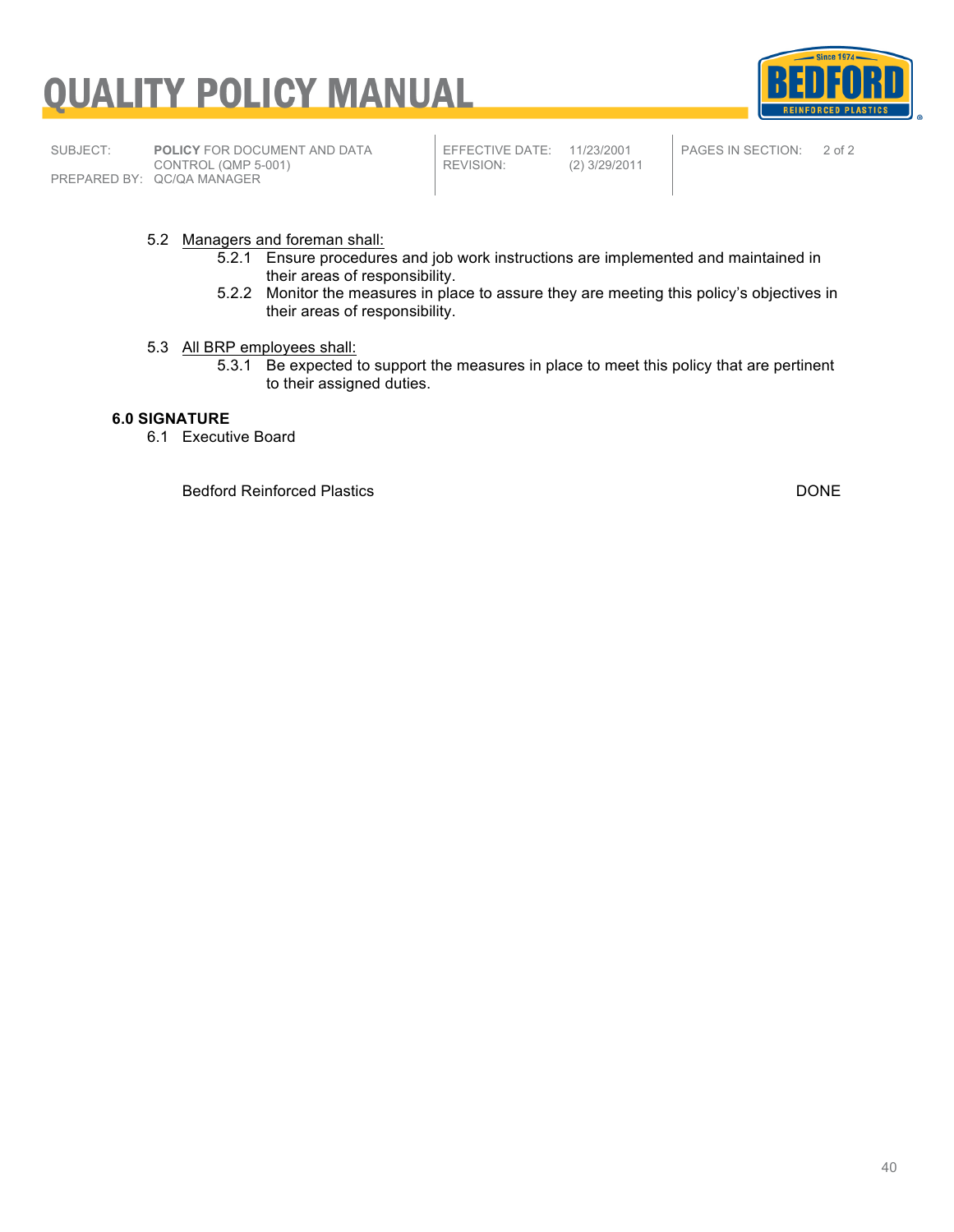5.2 Managers and foreman shall:

  5.2.1 Ensure procedures and job work instructions are implemented and maintained in their areas of responsibility.

  5.2.2 Monitor the measures in place to assure they are meeting this policy's objectives in their areas of responsibility.

5.3 All BRP employees shall:

  5.3.1 Be expected to support the measures in place to meet this policy that are pertinent to their assigned duties.

**6.0 SIGNATURE**

6.1 Executive Board

Bedford Reinforced Plastics DONE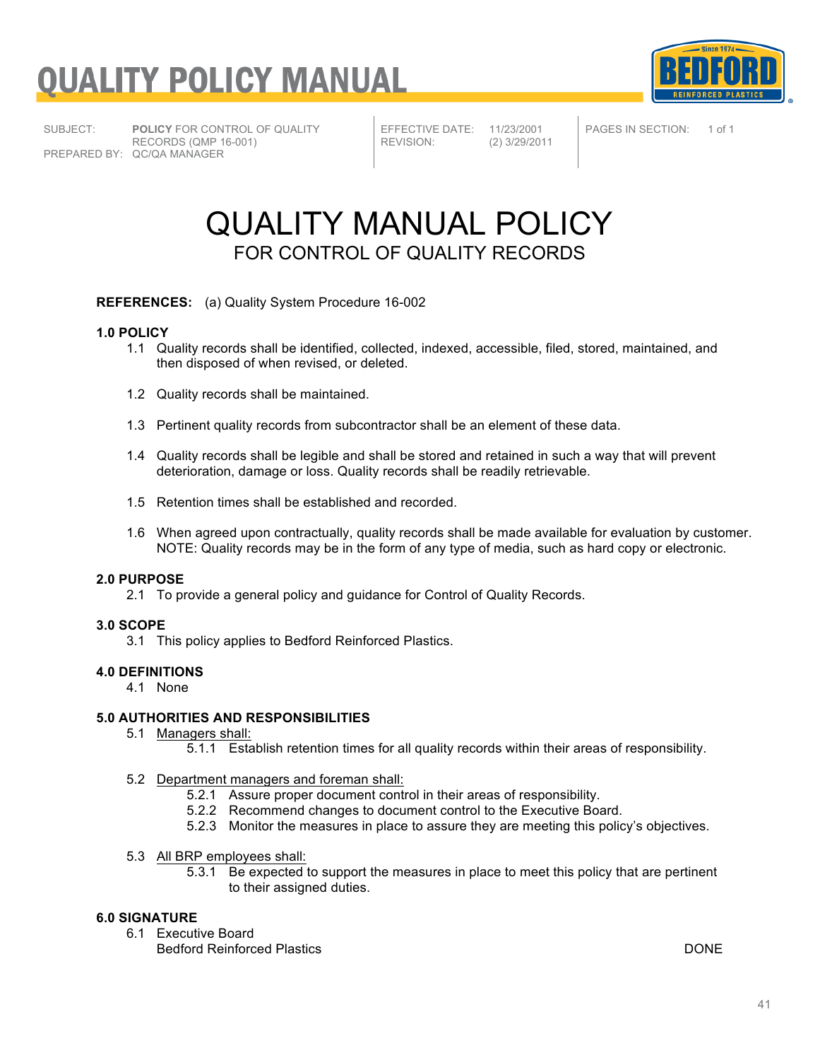# QUALITY POLICY MANUAL

| | | | | | |
|---|---|---|---|---|---|
| SUBJECT: | **POLICY** FOR CONTROL OF QUALITY RECORDS (QMP 16-001) | EFFECTIVE DATE: | 11/23/2001 | PAGES IN SECTION: | 1 of 1 |
| PREPARED BY: | QC/QA MANAGER | REVISION: | (2) 3/29/2011 | | |

## QUALITY MANUAL POLICY

### FOR CONTROL OF QUALITY RECORDS

**REFERENCES:** (a) Quality System Procedure 16-002

**1.0 POLICY**

1.1 Quality records shall be identified, collected, indexed, accessible, filed, stored, maintained, and then disposed of when revised, or deleted.

1.2 Quality records shall be maintained.

1.3 Pertinent quality records from subcontractor shall be an element of these data.

1.4 Quality records shall be legible and shall be stored and retained in such a way that will prevent deterioration, damage or loss. Quality records shall be readily retrievable.

1.5 Retention times shall be established and recorded.

1.6 When agreed upon contractually, quality records shall be made available for evaluation by customer. NOTE: Quality records may be in the form of any type of media, such as hard copy or electronic.

**2.0 PURPOSE**

2.1 To provide a general policy and guidance for Control of Quality Records.

**3.0 SCOPE**

3.1 This policy applies to Bedford Reinforced Plastics.

**4.0 DEFINITIONS**

4.1 None

**5.0 AUTHORITIES AND RESPONSIBILITIES**

5.1 Managers shall:

5.1.1 Establish retention times for all quality records within their areas of responsibility.

5.2 Department managers and foreman shall:

5.2.1 Assure proper document control in their areas of responsibility.

5.2.2 Recommend changes to document control to the Executive Board.

5.2.3 Monitor the measures in place to assure they are meeting this policy's objectives.

5.3 All BRP employees shall:

5.3.1 Be expected to support the measures in place to meet this policy that are pertinent to their assigned duties.

**6.0 SIGNATURE**

6.1 Executive Board
Bedford Reinforced Plastics

DONE